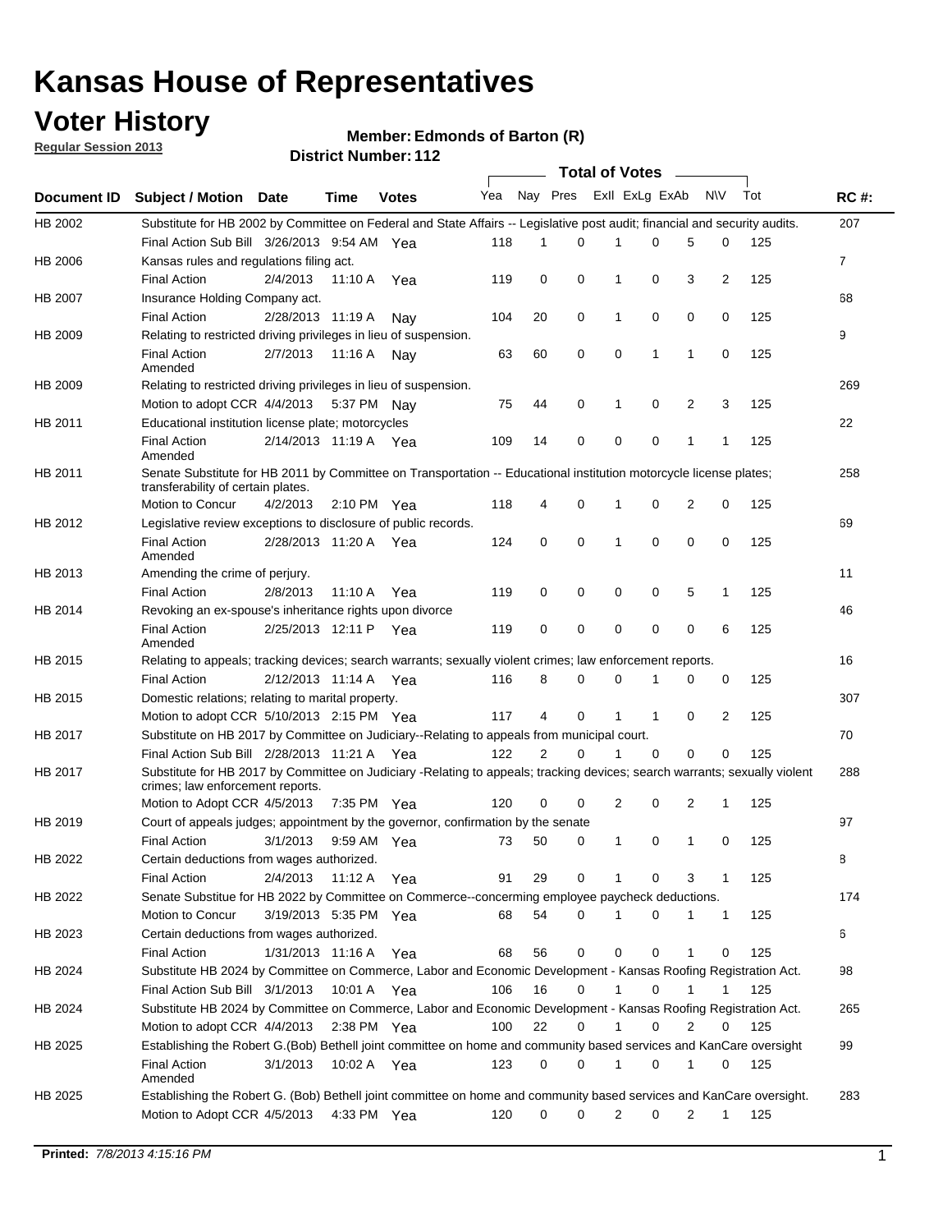# Kansas House of Representatives

## Voter History

**Regular Session 2013**

**Member: Edmonds of Barton (R)**

**District Number: 112**

| Document ID | Subject / Motion | Date | Time | Votes | Yea | Nay | Pres | ExII | ExLg | ExAb | N\V | Tot | RC #: |
|---|---|---|---|---|---|---|---|---|---|---|---|---|---|
| HB 2002 | Substitute for HB 2002 by Committee on Federal and State Affairs -- Legislative post audit; financial and security audits. | | | | | | | | | | | | 207 |
| | Final Action Sub Bill | 3/26/2013 | 9:54 AM | Yea | 118 | 1 | 0 | 1 | 0 | 5 | 0 | 125 | |
| HB 2006 | Kansas rules and regulations filing act. | | | | | | | | | | | | 7 |
| | Final Action | 2/4/2013 | 11:10 A | Yea | 119 | 0 | 0 | 1 | 0 | 3 | 2 | 125 | |
| HB 2007 | Insurance Holding Company act. | | | | | | | | | | | | 68 |
| | Final Action | 2/28/2013 | 11:19 A | Nay | 104 | 20 | 0 | 1 | 0 | 0 | 0 | 125 | |
| HB 2009 | Relating to restricted driving privileges in lieu of suspension. | | | | | | | | | | | | 9 |
| | Final Action Amended | 2/7/2013 | 11:16 A | Nay | 63 | 60 | 0 | 0 | 1 | 1 | 0 | 125 | |
| HB 2009 | Relating to restricted driving privileges in lieu of suspension. | | | | | | | | | | | | 269 |
| | Motion to adopt CCR | 4/4/2013 | 5:37 PM | Nay | 75 | 44 | 0 | 1 | 0 | 2 | 3 | 125 | |
| HB 2011 | Educational institution license plate; motorcycles | | | | | | | | | | | | 22 |
| | Final Action Amended | 2/14/2013 | 11:19 A | Yea | 109 | 14 | 0 | 0 | 0 | 1 | 1 | 125 | |
| HB 2011 | Senate Substitute for HB 2011 by Committee on Transportation -- Educational institution motorcycle license plates; transferability of certain plates. | | | | | | | | | | | | 258 |
| | Motion to Concur | 4/2/2013 | 2:10 PM | Yea | 118 | 4 | 0 | 1 | 0 | 2 | 0 | 125 | |
| HB 2012 | Legislative review exceptions to disclosure of public records. | | | | | | | | | | | | 69 |
| | Final Action Amended | 2/28/2013 | 11:20 A | Yea | 124 | 0 | 0 | 1 | 0 | 0 | 0 | 125 | |
| HB 2013 | Amending the crime of perjury. | | | | | | | | | | | | 11 |
| | Final Action | 2/8/2013 | 11:10 A | Yea | 119 | 0 | 0 | 0 | 0 | 5 | 1 | 125 | |
| HB 2014 | Revoking an ex-spouse's inheritance rights upon divorce | | | | | | | | | | | | 46 |
| | Final Action Amended | 2/25/2013 | 12:11 P | Yea | 119 | 0 | 0 | 0 | 0 | 0 | 6 | 125 | |
| HB 2015 | Relating to appeals; tracking devices; search warrants; sexually violent crimes; law enforcement reports. | | | | | | | | | | | | 16 |
| | Final Action | 2/12/2013 | 11:14 A | Yea | 116 | 8 | 0 | 0 | 1 | 0 | 0 | 125 | |
| HB 2015 | Domestic relations; relating to marital property. | | | | | | | | | | | | 307 |
| | Motion to adopt CCR | 5/10/2013 | 2:15 PM | Yea | 117 | 4 | 0 | 1 | 1 | 0 | 2 | 125 | |
| HB 2017 | Substitute on HB 2017 by Committee on Judiciary--Relating to appeals from municipal court. | | | | | | | | | | | | 70 |
| | Final Action Sub Bill | 2/28/2013 | 11:21 A | Yea | 122 | 2 | 0 | 1 | 0 | 0 | 0 | 125 | |
| HB 2017 | Substitute for HB 2017 by Committee on Judiciary -Relating to appeals; tracking devices; search warrants; sexually violent crimes; law enforcement reports. | | | | | | | | | | | | 288 |
| | Motion to Adopt CCR | 4/5/2013 | 7:35 PM | Yea | 120 | 0 | 0 | 2 | 0 | 2 | 1 | 125 | |
| HB 2019 | Court of appeals judges; appointment by the governor, confirmation by the senate | | | | | | | | | | | | 97 |
| | Final Action | 3/1/2013 | 9:59 AM | Yea | 73 | 50 | 0 | 1 | 0 | 1 | 0 | 125 | |
| HB 2022 | Certain deductions from wages authorized. | | | | | | | | | | | | 8 |
| | Final Action | 2/4/2013 | 11:12 A | Yea | 91 | 29 | 0 | 1 | 0 | 3 | 1 | 125 | |
| HB 2022 | Senate Substitue for HB 2022 by Committee on Commerce--concerning employee paycheck deductions. | | | | | | | | | | | | 174 |
| | Motion to Concur | 3/19/2013 | 5:35 PM | Yea | 68 | 54 | 0 | 1 | 0 | 1 | 1 | 125 | |
| HB 2023 | Certain deductions from wages authorized. | | | | | | | | | | | | 6 |
| | Final Action | 1/31/2013 | 11:16 A | Yea | 68 | 56 | 0 | 0 | 0 | 1 | 0 | 125 | |
| HB 2024 | Substitute HB 2024 by Committee on Commerce, Labor and Economic Development - Kansas Roofing Registration Act. | | | | | | | | | | | | 98 |
| | Final Action Sub Bill | 3/1/2013 | 10:01 A | Yea | 106 | 16 | 0 | 1 | 0 | 1 | 1 | 125 | |
| HB 2024 | Substitute HB 2024 by Committee on Commerce, Labor and Economic Development - Kansas Roofing Registration Act. | | | | | | | | | | | | 265 |
| | Motion to adopt CCR | 4/4/2013 | 2:38 PM | Yea | 100 | 22 | 0 | 1 | 0 | 2 | 0 | 125 | |
| HB 2025 | Establishing the Robert G.(Bob) Bethell joint committee on home and community based services and KanCare oversight | | | | | | | | | | | | 99 |
| | Final Action Amended | 3/1/2013 | 10:02 A | Yea | 123 | 0 | 0 | 1 | 0 | 1 | 0 | 125 | |
| HB 2025 | Establishing the Robert G. (Bob) Bethell joint committee on home and community based services and KanCare oversight. | | | | | | | | | | | | 283 |
| | Motion to Adopt CCR | 4/5/2013 | 4:33 PM | Yea | 120 | 0 | 0 | 2 | 0 | 2 | 1 | 125 | |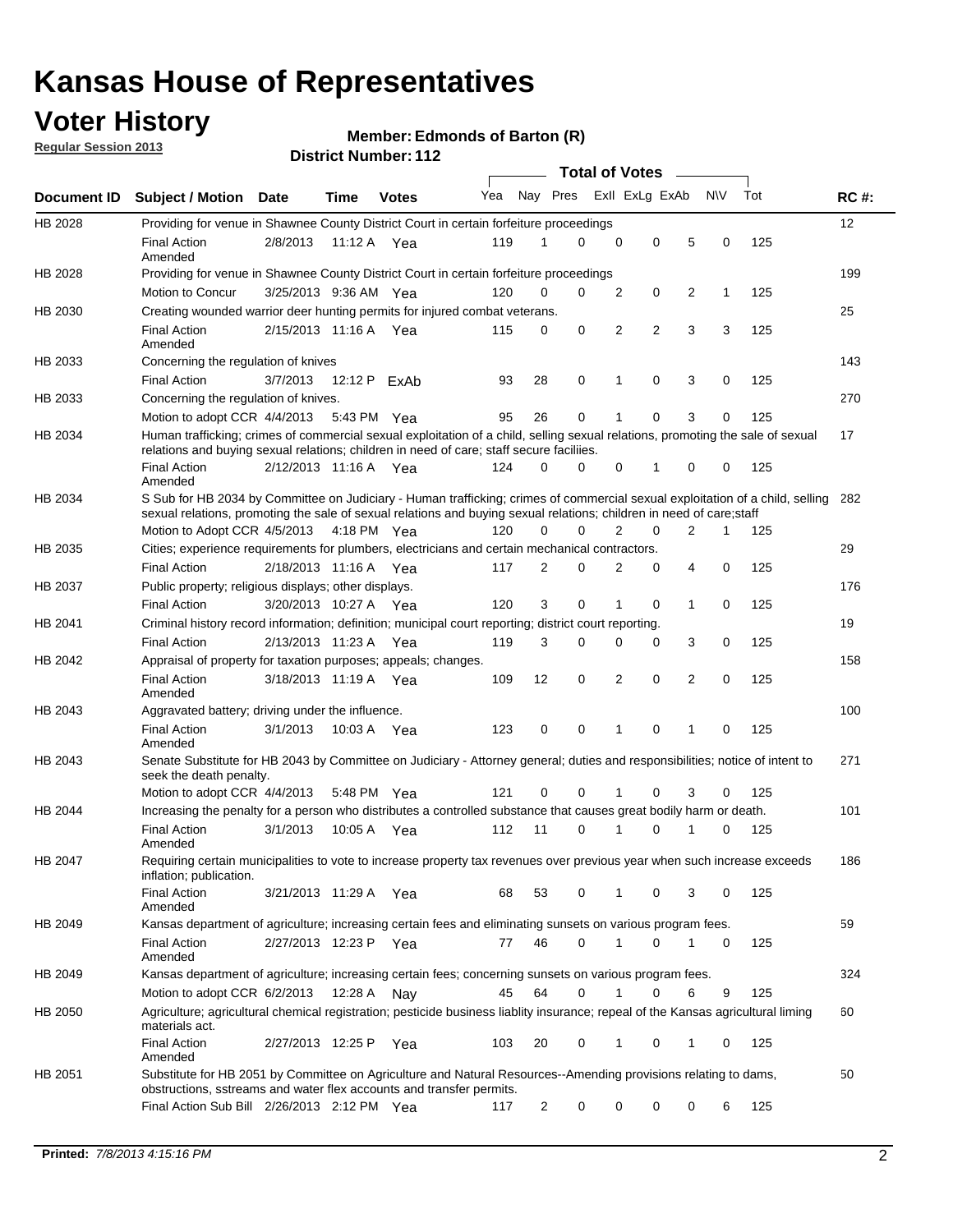# Kansas House of Representatives

## Voter History

**Regular Session 2013**

**Member: Edmonds of Barton (R)**

**District Number: 112**

| Document ID | Subject / Motion | Date | Time | Votes | Yea | Nay | Pres | ExII | ExLg | ExAb | N\V | Tot | RC #: |
|---|---|---|---|---|---|---|---|---|---|---|---|---|---|
| HB 2028 | Providing for venue in Shawnee County District Court in certain forfeiture proceedings | | | | | | | | | | | | 12 |
| | Final Action Amended | 2/8/2013 | 11:12 A | Yea | 119 | 1 | 0 | 0 | 0 | 5 | 0 | 125 | |
| HB 2028 | Providing for venue in Shawnee County District Court in certain forfeiture proceedings | | | | | | | | | | | | 199 |
| | Motion to Concur | 3/25/2013 | 9:36 AM | Yea | 120 | 0 | 0 | 2 | 0 | 2 | 1 | 125 | |
| HB 2030 | Creating wounded warrior deer hunting permits for injured combat veterans. | | | | | | | | | | | | 25 |
| | Final Action Amended | 2/15/2013 | 11:16 A | Yea | 115 | 0 | 0 | 2 | 2 | 3 | 3 | 125 | |
| HB 2033 | Concerning the regulation of knives | | | | | | | | | | | | 143 |
| | Final Action | 3/7/2013 | 12:12 P | ExAb | 93 | 28 | 0 | 1 | 0 | 3 | 0 | 125 | |
| HB 2033 | Concerning the regulation of knives. | | | | | | | | | | | | 270 |
| | Motion to adopt CCR | 4/4/2013 | 5:43 PM | Yea | 95 | 26 | 0 | 1 | 0 | 3 | 0 | 125 | |
| HB 2034 | Human trafficking; crimes of commercial sexual exploitation of a child, selling sexual relations, promoting the sale of sexual relations and buying sexual relations; children in need of care; staff secure faciliies. | | | | | | | | | | | | 17 |
| | Final Action Amended | 2/12/2013 | 11:16 A | Yea | 124 | 0 | 0 | 0 | 1 | 0 | 0 | 125 | |
| HB 2034 | S Sub for HB 2034 by Committee on Judiciary - Human trafficking; crimes of commercial sexual exploitation of a child, selling sexual relations, promoting the sale of sexual relations and buying sexual relations; children in need of care;staff | | | | | | | | | | | | 282 |
| | Motion to Adopt CCR | 4/5/2013 | 4:18 PM | Yea | 120 | 0 | 0 | 2 | 0 | 2 | 1 | 125 | |
| HB 2035 | Cities; experience requirements for plumbers, electricians and certain mechanical contractors. | | | | | | | | | | | | 29 |
| | Final Action | 2/18/2013 | 11:16 A | Yea | 117 | 2 | 0 | 2 | 0 | 4 | 0 | 125 | |
| HB 2037 | Public property; religious displays; other displays. | | | | | | | | | | | | 176 |
| | Final Action | 3/20/2013 | 10:27 A | Yea | 120 | 3 | 0 | 1 | 0 | 1 | 0 | 125 | |
| HB 2041 | Criminal history record information; definition; municipal court reporting; district court reporting. | | | | | | | | | | | | 19 |
| | Final Action | 2/13/2013 | 11:23 A | Yea | 119 | 3 | 0 | 0 | 0 | 3 | 0 | 125 | |
| HB 2042 | Appraisal of property for taxation purposes; appeals; changes. | | | | | | | | | | | | 158 |
| | Final Action Amended | 3/18/2013 | 11:19 A | Yea | 109 | 12 | 0 | 2 | 0 | 2 | 0 | 125 | |
| HB 2043 | Aggravated battery; driving under the influence. | | | | | | | | | | | | 100 |
| | Final Action Amended | 3/1/2013 | 10:03 A | Yea | 123 | 0 | 0 | 1 | 0 | 1 | 0 | 125 | |
| HB 2043 | Senate Substitute for HB 2043 by Committee on Judiciary - Attorney general; duties and responsibilities; notice of intent to seek the death penalty. | | | | | | | | | | | | 271 |
| | Motion to adopt CCR | 4/4/2013 | 5:48 PM | Yea | 121 | 0 | 0 | 1 | 0 | 3 | 0 | 125 | |
| HB 2044 | Increasing the penalty for a person who distributes a controlled substance that causes great bodily harm or death. | | | | | | | | | | | | 101 |
| | Final Action Amended | 3/1/2013 | 10:05 A | Yea | 112 | 11 | 0 | 1 | 0 | 1 | 0 | 125 | |
| HB 2047 | Requiring certain municipalities to vote to increase property tax revenues over previous year when such increase exceeds inflation; publication. | | | | | | | | | | | | 186 |
| | Final Action Amended | 3/21/2013 | 11:29 A | Yea | 68 | 53 | 0 | 1 | 0 | 3 | 0 | 125 | |
| HB 2049 | Kansas department of agriculture; increasing certain fees and eliminating sunsets on various program fees. | | | | | | | | | | | | 59 |
| | Final Action Amended | 2/27/2013 | 12:23 P | Yea | 77 | 46 | 0 | 1 | 0 | 1 | 0 | 125 | |
| HB 2049 | Kansas department of agriculture; increasing certain fees; concerning sunsets on various program fees. | | | | | | | | | | | | 324 |
| | Motion to adopt CCR | 6/2/2013 | 12:28 A | Nay | 45 | 64 | 0 | 1 | 0 | 6 | 9 | 125 | |
| HB 2050 | Agriculture; agricultural chemical registration; pesticide business liablity insurance; repeal of the Kansas agricultural liming materials act. | | | | | | | | | | | | 60 |
| | Final Action Amended | 2/27/2013 | 12:25 P | Yea | 103 | 20 | 0 | 1 | 0 | 1 | 0 | 125 | |
| HB 2051 | Substitute for HB 2051 by Committee on Agriculture and Natural Resources--Amending provisions relating to dams, obstructions, sstreams and water flex accounts and transfer permits. | | | | | | | | | | | | 50 |
| | Final Action Sub Bill | 2/26/2013 | 2:12 PM | Yea | 117 | 2 | 0 | 0 | 0 | 0 | 6 | 125 | |

**Printed:** *7/8/2013 4:15:16 PM*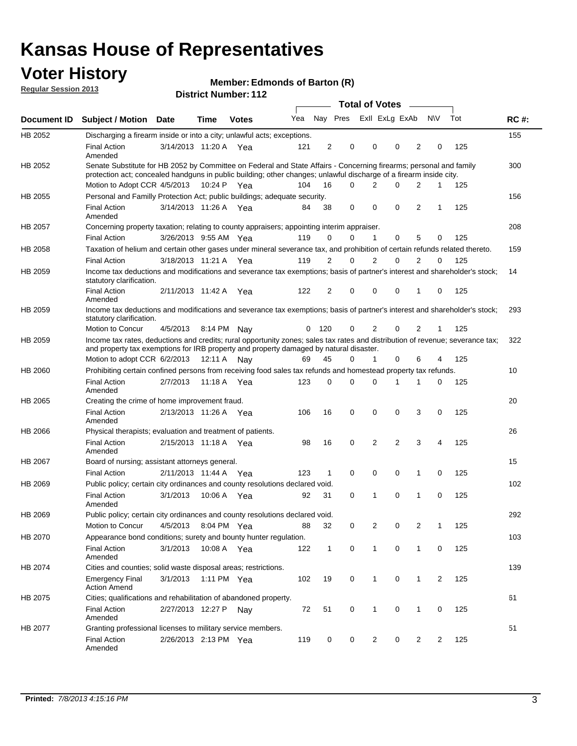# Kansas House of Representatives

## Voter History

**Regular Session 2013**

**Member: Edmonds of Barton (R)**

**District Number: 112**

| Document ID | Subject / Motion | Date | Time | Votes | Yea | Nay | Pres | ExlI | ExLg | ExAb | N\V | Tot | RC #: |
|---|---|---|---|---|---|---|---|---|---|---|---|---|---|
| HB 2052 | Discharging a firearm inside or into a city; unlawful acts; exceptions. | | | | | | | | | | | | 155 |
| | Final Action Amended | 3/14/2013 | 11:20 A | Yea | 121 | 2 | 0 | 0 | 0 | 2 | 0 | 125 | |
| HB 2052 | Senate Substitute for HB 2052 by Committee on Federal and State Affairs - Concerning firearms; personal and family protection act; concealed handguns in public building; other changes; unlawful discharge of a firearm inside city. | | | | | | | | | | | | 300 |
| | Motion to Adopt CCR | 4/5/2013 | 10:24 P | Yea | 104 | 16 | 0 | 2 | 0 | 2 | 1 | 125 | |
| HB 2055 | Personal and Familly Protection Act; public buildings; adequate security. | | | | | | | | | | | | 156 |
| | Final Action Amended | 3/14/2013 | 11:26 A | Yea | 84 | 38 | 0 | 0 | 0 | 2 | 1 | 125 | |
| HB 2057 | Concerning property taxation; relating to county appraisers; appointing interim appraiser. | | | | | | | | | | | | 208 |
| | Final Action | 3/26/2013 | 9:55 AM | Yea | 119 | 0 | 0 | 1 | 0 | 5 | 0 | 125 | |
| HB 2058 | Taxation of helium and certain other gases under mineral severance tax, and prohibition of certain refunds related thereto. | | | | | | | | | | | | 159 |
| | Final Action | 3/18/2013 | 11:21 A | Yea | 119 | 2 | 0 | 2 | 0 | 2 | 0 | 125 | |
| HB 2059 | Income tax deductions and modifications and severance tax exemptions; basis of partner's interest and shareholder's stock; statutory clarification. | | | | | | | | | | | | 14 |
| | Final Action Amended | 2/11/2013 | 11:42 A | Yea | 122 | 2 | 0 | 0 | 0 | 1 | 0 | 125 | |
| HB 2059 | Income tax deductions and modifications and severance tax exemptions; basis of partner's interest and shareholder's stock; statutory clarification. | | | | | | | | | | | | 293 |
| | Motion to Concur | 4/5/2013 | 8:14 PM | Nay | 0 | 120 | 0 | 2 | 0 | 2 | 1 | 125 | |
| HB 2059 | Income tax rates, deductions and credits; rural opportunity zones; sales tax rates and distribution of revenue; severance tax; and property tax exemptions for IRB property and property damaged by natural disaster. | | | | | | | | | | | | 322 |
| | Motion to adopt CCR | 6/2/2013 | 12:11 A | Nay | 69 | 45 | 0 | 1 | 0 | 6 | 4 | 125 | |
| HB 2060 | Prohibiting certain confined persons from receiving food sales tax refunds and homestead property tax refunds. | | | | | | | | | | | | 10 |
| | Final Action Amended | 2/7/2013 | 11:18 A | Yea | 123 | 0 | 0 | 0 | 1 | 1 | 0 | 125 | |
| HB 2065 | Creating the crime of home improvement fraud. | | | | | | | | | | | | 20 |
| | Final Action Amended | 2/13/2013 | 11:26 A | Yea | 106 | 16 | 0 | 0 | 0 | 3 | 0 | 125 | |
| HB 2066 | Physical therapists; evaluation and treatment of patients. | | | | | | | | | | | | 26 |
| | Final Action Amended | 2/15/2013 | 11:18 A | Yea | 98 | 16 | 0 | 2 | 2 | 3 | 4 | 125 | |
| HB 2067 | Board of nursing; assistant attorneys general. | | | | | | | | | | | | 15 |
| | Final Action | 2/11/2013 | 11:44 A | Yea | 123 | 1 | 0 | 0 | 0 | 1 | 0 | 125 | |
| HB 2069 | Public policy; certain city ordinances and county resolutions declared void. | | | | | | | | | | | | 102 |
| | Final Action Amended | 3/1/2013 | 10:06 A | Yea | 92 | 31 | 0 | 1 | 0 | 1 | 0 | 125 | |
| HB 2069 | Public policy; certain city ordinances and county resolutions declared void. | | | | | | | | | | | | 292 |
| | Motion to Concur | 4/5/2013 | 8:04 PM | Yea | 88 | 32 | 0 | 2 | 0 | 2 | 1 | 125 | |
| HB 2070 | Appearance bond conditions; surety and bounty hunter regulation. | | | | | | | | | | | | 103 |
| | Final Action Amended | 3/1/2013 | 10:08 A | Yea | 122 | 1 | 0 | 1 | 0 | 1 | 0 | 125 | |
| HB 2074 | Cities and counties; solid waste disposal areas; restrictions. | | | | | | | | | | | | 139 |
| | Emergency Final Action Amend | 3/1/2013 | 1:11 PM | Yea | 102 | 19 | 0 | 1 | 0 | 1 | 2 | 125 | |
| HB 2075 | Cities; qualifications and rehabilitation of abandoned property. | | | | | | | | | | | | 61 |
| | Final Action Amended | 2/27/2013 | 12:27 P | Nay | 72 | 51 | 0 | 1 | 0 | 1 | 0 | 125 | |
| HB 2077 | Granting professional licenses to military service members. | | | | | | | | | | | | 51 |
| | Final Action Amended | 2/26/2013 | 2:13 PM | Yea | 119 | 0 | 0 | 2 | 0 | 2 | 2 | 125 | |

**Printed:** *7/8/2013 4:15:16 PM*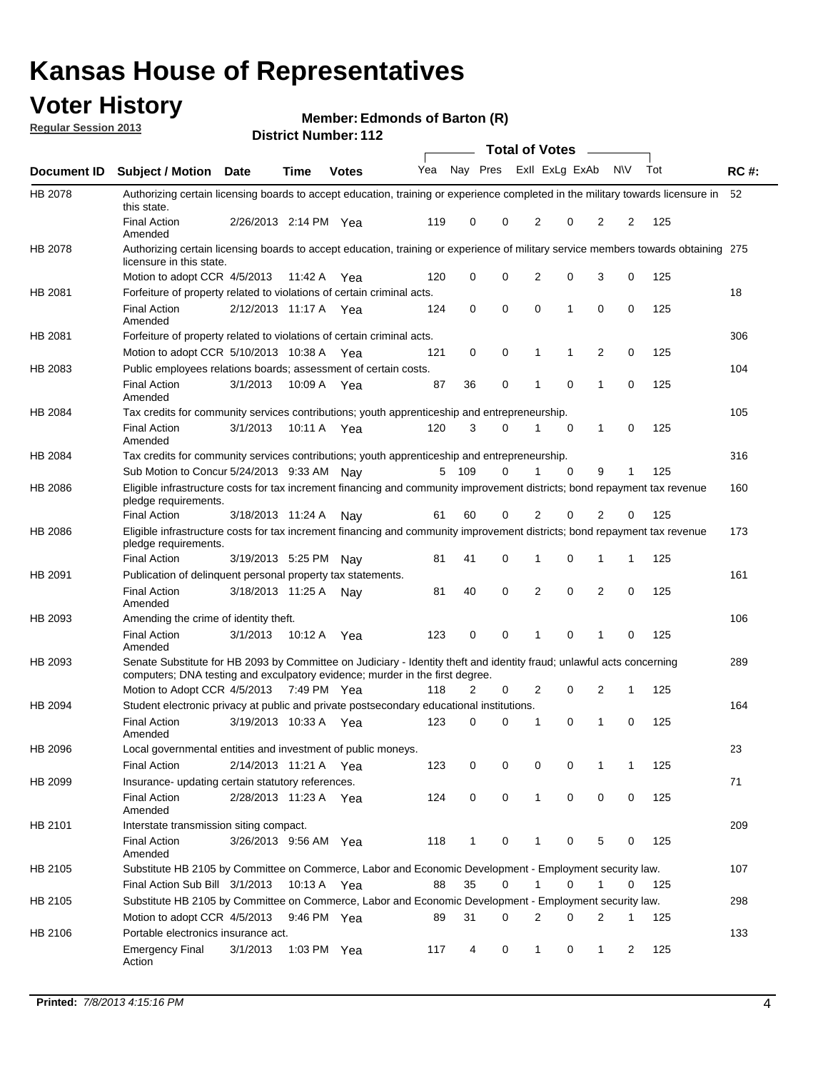# Kansas House of Representatives

## Voter History

**Regular Session 2013**

**Member: Edmonds of Barton (R)**

**District Number: 112**

| Document ID | Subject / Motion | Date | Time | Votes | Yea | Nay | Pres | ExII | ExLg | ExAb | N\V | Tot | RC #: |
|---|---|---|---|---|---|---|---|---|---|---|---|---|---|
| HB 2078 | Authorizing certain licensing boards to accept education, training or experience completed in the military towards licensure in this state. | | | | | | | | | | | | 52 |
| | Final Action Amended | 2/26/2013 | 2:14 PM | Yea | 119 | 0 | 0 | 2 | 0 | 2 | 2 | 125 | |
| HB 2078 | Authorizing certain licensing boards to accept education, training or experience of military service members towards obtaining licensure in this state. | | | | | | | | | | | | 275 |
| | Motion to adopt CCR | 4/5/2013 | 11:42 A | Yea | 120 | 0 | 0 | 2 | 0 | 3 | 0 | 125 | |
| HB 2081 | Forfeiture of property related to violations of certain criminal acts. | | | | | | | | | | | | 18 |
| | Final Action Amended | 2/12/2013 | 11:17 A | Yea | 124 | 0 | 0 | 0 | 1 | 0 | 0 | 125 | |
| HB 2081 | Forfeiture of property related to violations of certain criminal acts. | | | | | | | | | | | | 306 |
| | Motion to adopt CCR | 5/10/2013 | 10:38 A | Yea | 121 | 0 | 0 | 1 | 1 | 2 | 0 | 125 | |
| HB 2083 | Public employees relations boards; assessment of certain costs. | | | | | | | | | | | | 104 |
| | Final Action Amended | 3/1/2013 | 10:09 A | Yea | 87 | 36 | 0 | 1 | 0 | 1 | 0 | 125 | |
| HB 2084 | Tax credits for community services contributions; youth apprenticeship and entrepreneurship. | | | | | | | | | | | | 105 |
| | Final Action Amended | 3/1/2013 | 10:11 A | Yea | 120 | 3 | 0 | 1 | 0 | 1 | 0 | 125 | |
| HB 2084 | Tax credits for community services contributions; youth apprenticeship and entrepreneurship. | | | | | | | | | | | | 316 |
| | Sub Motion to Concur | 5/24/2013 | 9:33 AM | Nay | 5 | 109 | 0 | 1 | 0 | 9 | 1 | 125 | |
| HB 2086 | Eligible infrastructure costs for tax increment financing and community improvement districts; bond repayment tax revenue pledge requirements. | | | | | | | | | | | | 160 |
| | Final Action | 3/18/2013 | 11:24 A | Nay | 61 | 60 | 0 | 2 | 0 | 2 | 0 | 125 | |
| HB 2086 | Eligible infrastructure costs for tax increment financing and community improvement districts; bond repayment tax revenue pledge requirements. | | | | | | | | | | | | 173 |
| | Final Action | 3/19/2013 | 5:25 PM | Nay | 81 | 41 | 0 | 1 | 0 | 1 | 1 | 125 | |
| HB 2091 | Publication of delinquent personal property tax statements. | | | | | | | | | | | | 161 |
| | Final Action Amended | 3/18/2013 | 11:25 A | Nay | 81 | 40 | 0 | 2 | 0 | 2 | 0 | 125 | |
| HB 2093 | Amending the crime of identity theft. | | | | | | | | | | | | 106 |
| | Final Action Amended | 3/1/2013 | 10:12 A | Yea | 123 | 0 | 0 | 1 | 0 | 1 | 0 | 125 | |
| HB 2093 | Senate Substitute for HB 2093 by Committee on Judiciary - Identity theft and identity fraud; unlawful acts concerning computers; DNA testing and exculpatory evidence; murder in the first degree. | | | | | | | | | | | | 289 |
| | Motion to Adopt CCR | 4/5/2013 | 7:49 PM | Yea | 118 | 2 | 0 | 2 | 0 | 2 | 1 | 125 | |
| HB 2094 | Student electronic privacy at public and private postsecondary educational institutions. | | | | | | | | | | | | 164 |
| | Final Action Amended | 3/19/2013 | 10:33 A | Yea | 123 | 0 | 0 | 1 | 0 | 1 | 0 | 125 | |
| HB 2096 | Local governmental entities and investment of public moneys. | | | | | | | | | | | | 23 |
| | Final Action | 2/14/2013 | 11:21 A | Yea | 123 | 0 | 0 | 0 | 0 | 1 | 1 | 125 | |
| HB 2099 | Insurance- updating certain statutory references. | | | | | | | | | | | | 71 |
| | Final Action Amended | 2/28/2013 | 11:23 A | Yea | 124 | 0 | 0 | 1 | 0 | 0 | 0 | 125 | |
| HB 2101 | Interstate transmission siting compact. | | | | | | | | | | | | 209 |
| | Final Action Amended | 3/26/2013 | 9:56 AM | Yea | 118 | 1 | 0 | 1 | 0 | 5 | 0 | 125 | |
| HB 2105 | Substitute HB 2105 by Committee on Commerce, Labor and Economic Development - Employment security law. | | | | | | | | | | | | 107 |
| | Final Action Sub Bill | 3/1/2013 | 10:13 A | Yea | 88 | 35 | 0 | 1 | 0 | 1 | 0 | 125 | |
| HB 2105 | Substitute HB 2105 by Committee on Commerce, Labor and Economic Development - Employment security law. | | | | | | | | | | | | 298 |
| | Motion to adopt CCR | 4/5/2013 | 9:46 PM | Yea | 89 | 31 | 0 | 2 | 0 | 2 | 1 | 125 | |
| HB 2106 | Portable electronics insurance act. | | | | | | | | | | | | 133 |
| | Emergency Final Action | 3/1/2013 | 1:03 PM | Yea | 117 | 4 | 0 | 1 | 0 | 1 | 2 | 125 | |

**Printed:** 7/8/2013 4:15:16 PM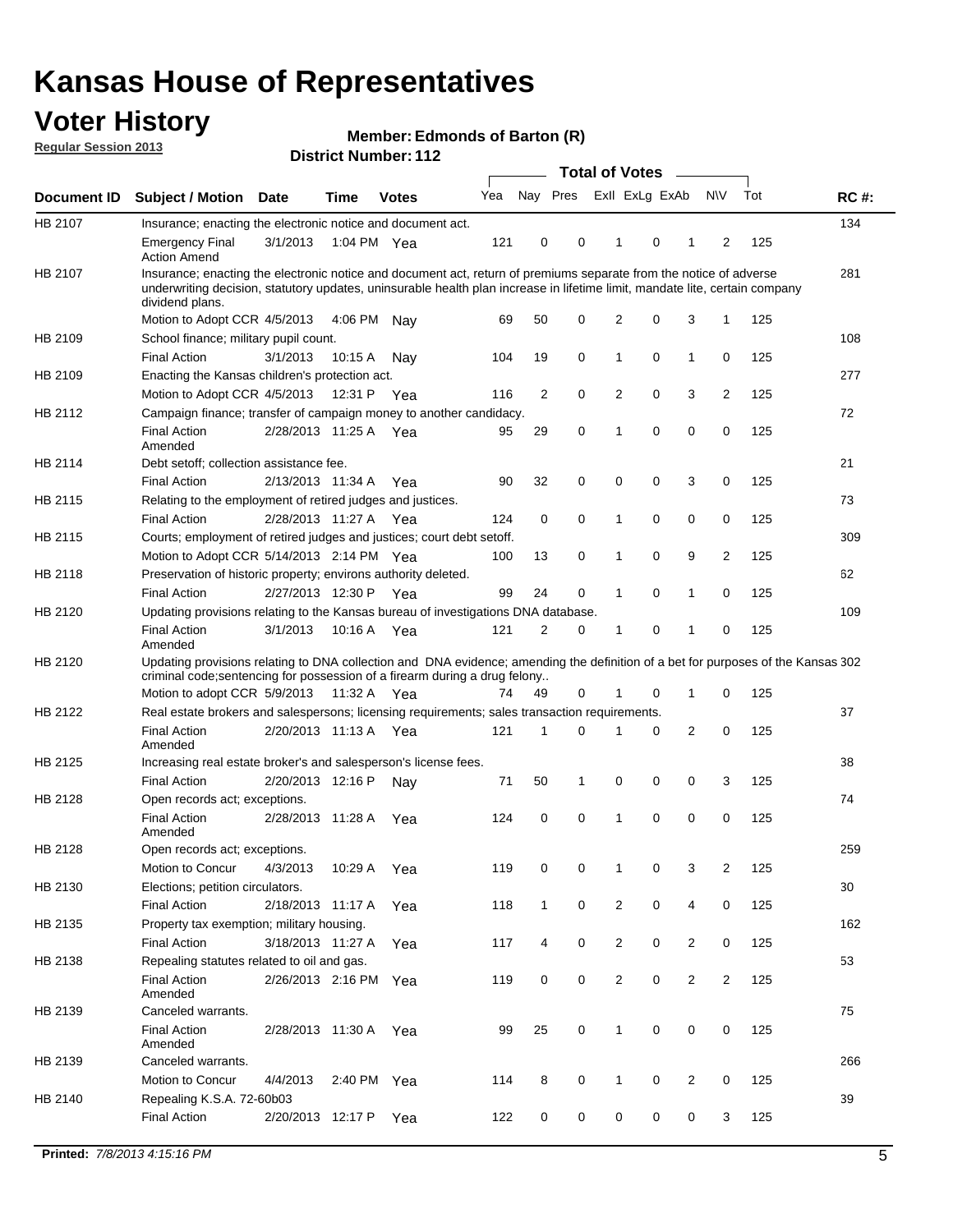# Kansas House of Representatives

## Voter History

**Regular Session 2013**

**Member: Edmonds of Barton (R)**

**District Number: 112**

| Document ID | Subject / Motion | Date | Time | Votes | Yea | Nay | Pres | ExII | ExLg | ExAb | N\V | Tot | RC #: |
|---|---|---|---|---|---|---|---|---|---|---|---|---|---|
| HB 2107 | Insurance; enacting the electronic notice and document act. | | | | | | | | | | | | 134 |
| | Emergency Final Action Amend | 3/1/2013 | 1:04 PM | Yea | 121 | 0 | 0 | 1 | 0 | 1 | 2 | 125 | |
| HB 2107 | Insurance; enacting the electronic notice and document act, return of premiums separate from the notice of adverse underwriting decision, statutory updates, uninsurable health plan increase in lifetime limit, mandate lite, certain company dividend plans. | | | | | | | | | | | | 281 |
| | Motion to Adopt CCR | 4/5/2013 | 4:06 PM | Nay | 69 | 50 | 0 | 2 | 0 | 3 | 1 | 125 | |
| HB 2109 | School finance; military pupil count. | | | | | | | | | | | | 108 |
| | Final Action | 3/1/2013 | 10:15 A | Nay | 104 | 19 | 0 | 1 | 0 | 1 | 0 | 125 | |
| HB 2109 | Enacting the Kansas children's protection act. | | | | | | | | | | | | 277 |
| | Motion to Adopt CCR | 4/5/2013 | 12:31 P | Yea | 116 | 2 | 0 | 2 | 0 | 3 | 2 | 125 | |
| HB 2112 | Campaign finance; transfer of campaign money to another candidacy. | | | | | | | | | | | | 72 |
| | Final Action Amended | 2/28/2013 | 11:25 A | Yea | 95 | 29 | 0 | 1 | 0 | 0 | 0 | 125 | |
| HB 2114 | Debt setoff; collection assistance fee. | | | | | | | | | | | | 21 |
| | Final Action | 2/13/2013 | 11:34 A | Yea | 90 | 32 | 0 | 0 | 0 | 3 | 0 | 125 | |
| HB 2115 | Relating to the employment of retired judges and justices. | | | | | | | | | | | | 73 |
| | Final Action | 2/28/2013 | 11:27 A | Yea | 124 | 0 | 0 | 1 | 0 | 0 | 0 | 125 | |
| HB 2115 | Courts; employment of retired judges and justices; court debt setoff. | | | | | | | | | | | | 309 |
| | Motion to Adopt CCR | 5/14/2013 | 2:14 PM | Yea | 100 | 13 | 0 | 1 | 0 | 9 | 2 | 125 | |
| HB 2118 | Preservation of historic property; environs authority deleted. | | | | | | | | | | | | 62 |
| | Final Action | 2/27/2013 | 12:30 P | Yea | 99 | 24 | 0 | 1 | 0 | 1 | 0 | 125 | |
| HB 2120 | Updating provisions relating to the Kansas bureau of investigations DNA database. | | | | | | | | | | | | 109 |
| | Final Action Amended | 3/1/2013 | 10:16 A | Yea | 121 | 2 | 0 | 1 | 0 | 1 | 0 | 125 | |
| HB 2120 | Updating provisions relating to DNA collection and DNA evidence; amending the definition of a bet for purposes of the Kansas criminal code;sentencing for possession of a firearm during a drug felony.. | | | | | | | | | | | | 302 |
| | Motion to adopt CCR | 5/9/2013 | 11:32 A | Yea | 74 | 49 | 0 | 1 | 0 | 1 | 0 | 125 | |
| HB 2122 | Real estate brokers and salespersons; licensing requirements; sales transaction requirements. | | | | | | | | | | | | 37 |
| | Final Action Amended | 2/20/2013 | 11:13 A | Yea | 121 | 1 | 0 | 1 | 0 | 2 | 0 | 125 | |
| HB 2125 | Increasing real estate broker's and salesperson's license fees. | | | | | | | | | | | | 38 |
| | Final Action | 2/20/2013 | 12:16 P | Nay | 71 | 50 | 1 | 0 | 0 | 0 | 3 | 125 | |
| HB 2128 | Open records act; exceptions. | | | | | | | | | | | | 74 |
| | Final Action Amended | 2/28/2013 | 11:28 A | Yea | 124 | 0 | 0 | 1 | 0 | 0 | 0 | 125 | |
| HB 2128 | Open records act; exceptions. | | | | | | | | | | | | 259 |
| | Motion to Concur | 4/3/2013 | 10:29 A | Yea | 119 | 0 | 0 | 1 | 0 | 3 | 2 | 125 | |
| HB 2130 | Elections; petition circulators. | | | | | | | | | | | | 30 |
| | Final Action | 2/18/2013 | 11:17 A | Yea | 118 | 1 | 0 | 2 | 0 | 4 | 0 | 125 | |
| HB 2135 | Property tax exemption; military housing. | | | | | | | | | | | | 162 |
| | Final Action | 3/18/2013 | 11:27 A | Yea | 117 | 4 | 0 | 2 | 0 | 2 | 0 | 125 | |
| HB 2138 | Repealing statutes related to oil and gas. | | | | | | | | | | | | 53 |
| | Final Action Amended | 2/26/2013 | 2:16 PM | Yea | 119 | 0 | 0 | 2 | 0 | 2 | 2 | 125 | |
| HB 2139 | Canceled warrants. | | | | | | | | | | | | 75 |
| | Final Action Amended | 2/28/2013 | 11:30 A | Yea | 99 | 25 | 0 | 1 | 0 | 0 | 0 | 125 | |
| HB 2139 | Canceled warrants. | | | | | | | | | | | | 266 |
| | Motion to Concur | 4/4/2013 | 2:40 PM | Yea | 114 | 8 | 0 | 1 | 0 | 2 | 0 | 125 | |
| HB 2140 | Repealing K.S.A. 72-60b03 | | | | | | | | | | | | 39 |
| | Final Action | 2/20/2013 | 12:17 P | Yea | 122 | 0 | 0 | 0 | 0 | 0 | 3 | 125 | |

**Printed:** *7/8/2013 4:15:16 PM*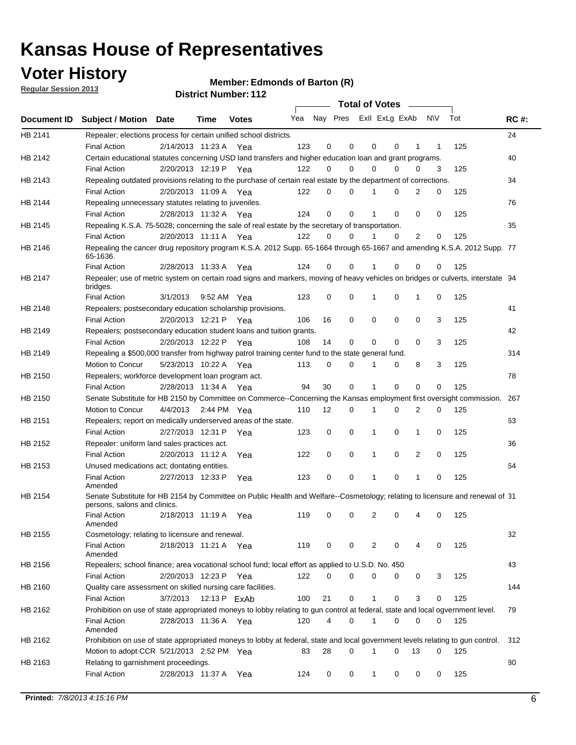# Kansas House of Representatives

## Voter History

**Regular Session 2013**

**Member: Edmonds of Barton (R)**

**District Number: 112**

| Document ID | Subject / Motion | Date | Time | Votes | Yea | Nay | Pres | ExII | ExLg | ExAb | N\V | Tot | RC #: |
|---|---|---|---|---|---|---|---|---|---|---|---|---|---|
| HB 2141 | Repealer; elections process for certain unified school districts. | | | | | | | | | | | | 24 |
| | Final Action | 2/14/2013 | 11:23 A | Yea | 123 | 0 | 0 | 0 | 0 | 1 | 1 | 125 | |
| HB 2142 | Certain educational statutes concerning USD land transfers and higher education loan and grant programs. | | | | | | | | | | | | 40 |
| | Final Action | 2/20/2013 | 12:19 P | Yea | 122 | 0 | 0 | 0 | 0 | 0 | 3 | 125 | |
| HB 2143 | Repealing outdated provisions relating to the purchase of certain real estate by the department of corrections. | | | | | | | | | | | | 34 |
| | Final Action | 2/20/2013 | 11:09 A | Yea | 122 | 0 | 0 | 1 | 0 | 2 | 0 | 125 | |
| HB 2144 | Repealing unnecessary statutes relating to juveniles. | | | | | | | | | | | | 76 |
| | Final Action | 2/28/2013 | 11:32 A | Yea | 124 | 0 | 0 | 1 | 0 | 0 | 0 | 125 | |
| HB 2145 | Repealing K.S.A. 75-5028; concerning the sale of real estate by the secretary of transportation. | | | | | | | | | | | | 35 |
| | Final Action | 2/20/2013 | 11:11 A | Yea | 122 | 0 | 0 | 1 | 0 | 2 | 0 | 125 | |
| HB 2146 | Repealing the cancer drug repository program K.S.A. 2012 Supp. 65-1664 through 65-1667 and amending K.S.A. 2012 Supp. 65-1636. | | | | | | | | | | | | 77 |
| | Final Action | 2/28/2013 | 11:33 A | Yea | 124 | 0 | 0 | 1 | 0 | 0 | 0 | 125 | |
| HB 2147 | Repealer; use of metric system on certain road signs and markers, moving of heavy vehicles on bridges or culverts, interstate bridges. | | | | | | | | | | | | 94 |
| | Final Action | 3/1/2013 | 9:52 AM | Yea | 123 | 0 | 0 | 1 | 0 | 1 | 0 | 125 | |
| HB 2148 | Repealers; postsecondary education scholarship provisions. | | | | | | | | | | | | 41 |
| | Final Action | 2/20/2013 | 12:21 P | Yea | 106 | 16 | 0 | 0 | 0 | 0 | 3 | 125 | |
| HB 2149 | Repealers; postsecondary education student loans and tuition grants. | | | | | | | | | | | | 42 |
| | Final Action | 2/20/2013 | 12:22 P | Yea | 108 | 14 | 0 | 0 | 0 | 0 | 3 | 125 | |
| HB 2149 | Repealing a $500,000 transfer from highway patrol training center fund to the state general fund. | | | | | | | | | | | | 314 |
| | Motion to Concur | 5/23/2013 | 10:22 A | Yea | 113 | 0 | 0 | 1 | 0 | 8 | 3 | 125 | |
| HB 2150 | Repealers; workforce development loan program act. | | | | | | | | | | | | 78 |
| | Final Action | 2/28/2013 | 11:34 A | Yea | 94 | 30 | 0 | 1 | 0 | 0 | 0 | 125 | |
| HB 2150 | Senate Substitute for HB 2150 by Committee on Commerce--Concerning the Kansas employment first oversight commission. | | | | | | | | | | | | 267 |
| | Motion to Concur | 4/4/2013 | 2:44 PM | Yea | 110 | 12 | 0 | 1 | 0 | 2 | 0 | 125 | |
| HB 2151 | Repealers; report on medically underserved areas of the state. | | | | | | | | | | | | 63 |
| | Final Action | 2/27/2013 | 12:31 P | Yea | 123 | 0 | 0 | 1 | 0 | 1 | 0 | 125 | |
| HB 2152 | Repealer: uniform land sales practices act. | | | | | | | | | | | | 36 |
| | Final Action | 2/20/2013 | 11:12 A | Yea | 122 | 0 | 0 | 1 | 0 | 2 | 0 | 125 | |
| HB 2153 | Unused medications act; dontating entities. | | | | | | | | | | | | 64 |
| | Final Action Amended | 2/27/2013 | 12:33 P | Yea | 123 | 0 | 0 | 1 | 0 | 1 | 0 | 125 | |
| HB 2154 | Senate Substitute for HB 2154 by Committee on Public Health and Welfare--Cosmetology; relating to licensure and renewal of persons, salons and clinics. | | | | | | | | | | | | 31 |
| | Final Action Amended | 2/18/2013 | 11:19 A | Yea | 119 | 0 | 0 | 2 | 0 | 4 | 0 | 125 | |
| HB 2155 | Cosmetology; relating to licensure and renewal. | | | | | | | | | | | | 32 |
| | Final Action Amended | 2/18/2013 | 11:21 A | Yea | 119 | 0 | 0 | 2 | 0 | 4 | 0 | 125 | |
| HB 2156 | Repealers; school finance; area vocational school fund; local effort as applied to U.S.D. No. 450 | | | | | | | | | | | | 43 |
| | Final Action | 2/20/2013 | 12:23 P | Yea | 122 | 0 | 0 | 0 | 0 | 0 | 3 | 125 | |
| HB 2160 | Quality care assessment on skilled nursing care facilities. | | | | | | | | | | | | 144 |
| | Final Action | 3/7/2013 | 12:13 P | ExAb | 100 | 21 | 0 | 1 | 0 | 3 | 0 | 125 | |
| HB 2162 | Prohibition on use of state appropriated moneys to lobby relating to gun control at federal, state and local ogvernment level. | | | | | | | | | | | | 79 |
| | Final Action Amended | 2/28/2013 | 11:36 A | Yea | 120 | 4 | 0 | 1 | 0 | 0 | 0 | 125 | |
| HB 2162 | Prohibition on use of state appropriated moneys to lobby at federal, state and local government levels relating to gun control. | | | | | | | | | | | | 312 |
| | Motion to adopt CCR | 5/21/2013 | 2:52 PM | Yea | 83 | 28 | 0 | 1 | 0 | 13 | 0 | 125 | |
| HB 2163 | Relating to garnishment proceedings. | | | | | | | | | | | | 80 |
| | Final Action | 2/28/2013 | 11:37 A | Yea | 124 | 0 | 0 | 1 | 0 | 0 | 0 | 125 | |

*Printed: 7/8/2013 4:15:16 PM*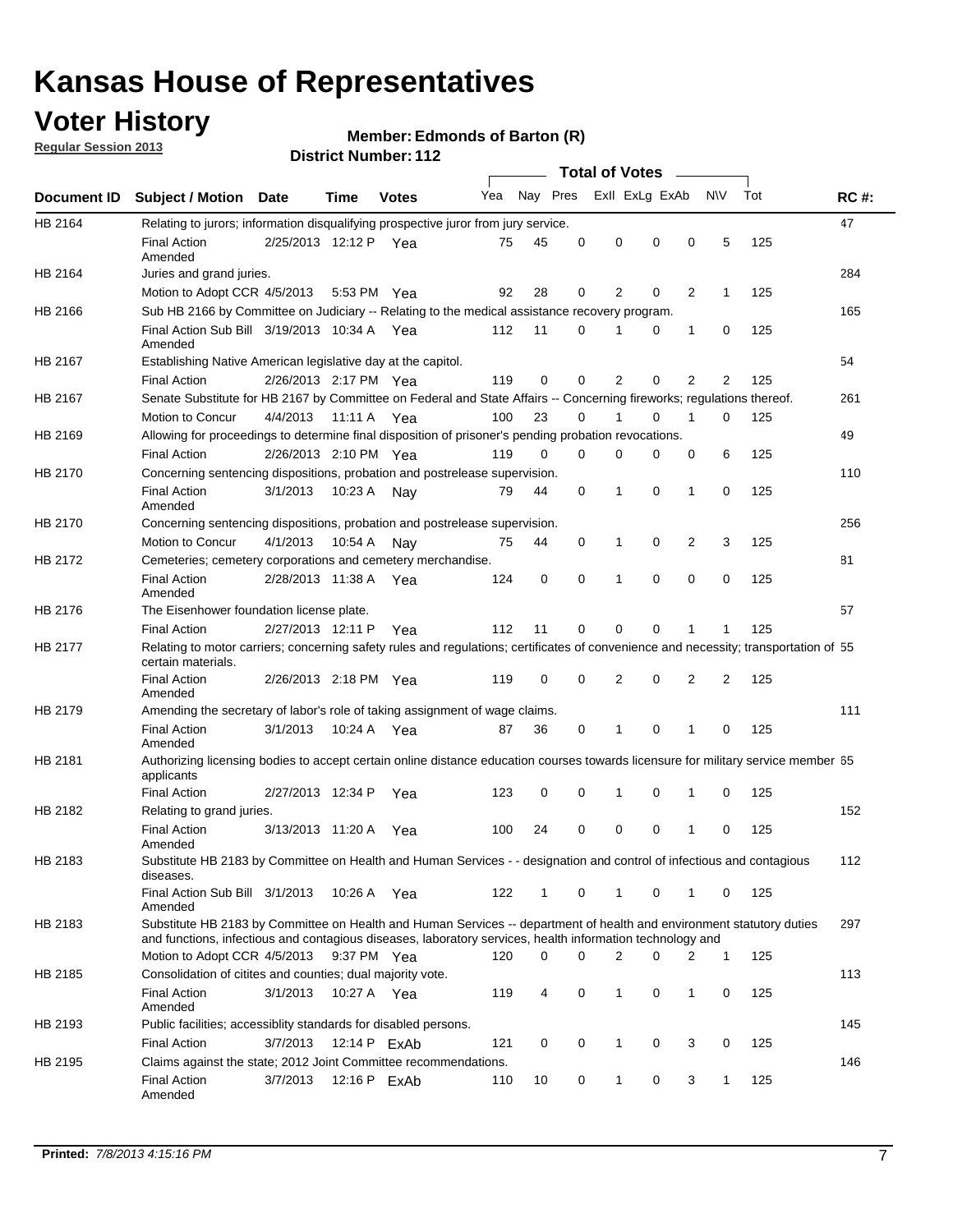# Kansas House of Representatives

## Voter History

**Regular Session 2013**

**Member: Edmonds of Barton (R)**

**District Number: 112**

| Document ID | Subject / Motion | Date | Time | Votes | Yea | Nay | Pres | ExII | ExLg | ExAb | N\V | Tot | RC #: |
|---|---|---|---|---|---|---|---|---|---|---|---|---|---|
| HB 2164 | Relating to jurors; information disqualifying prospective juror from jury service. | | | | | | | | | | | | 47 |
| | Final Action Amended | 2/25/2013 | 12:12 P | Yea | 75 | 45 | 0 | 0 | 0 | 0 | 5 | 125 | |
| HB 2164 | Juries and grand juries. | | | | | | | | | | | | 284 |
| | Motion to Adopt CCR | 4/5/2013 | 5:53 PM | Yea | 92 | 28 | 0 | 2 | 0 | 2 | 1 | 125 | |
| HB 2166 | Sub HB 2166 by Committee on Judiciary -- Relating to the medical assistance recovery program. | | | | | | | | | | | | 165 |
| | Final Action Sub Bill Amended | 3/19/2013 | 10:34 A | Yea | 112 | 11 | 0 | 1 | 0 | 1 | 0 | 125 | |
| HB 2167 | Establishing Native American legislative day at the capitol. | | | | | | | | | | | | 54 |
| | Final Action | 2/26/2013 | 2:17 PM | Yea | 119 | 0 | 0 | 2 | 0 | 2 | 2 | 125 | |
| HB 2167 | Senate Substitute for HB 2167 by Committee on Federal and State Affairs -- Concerning fireworks; regulations thereof. | | | | | | | | | | | | 261 |
| | Motion to Concur | 4/4/2013 | 11:11 A | Yea | 100 | 23 | 0 | 1 | 0 | 1 | 0 | 125 | |
| HB 2169 | Allowing for proceedings to determine final disposition of prisoner's pending probation revocations. | | | | | | | | | | | | 49 |
| | Final Action | 2/26/2013 | 2:10 PM | Yea | 119 | 0 | 0 | 0 | 0 | 0 | 6 | 125 | |
| HB 2170 | Concerning sentencing dispositions, probation and postrelease supervision. | | | | | | | | | | | | 110 |
| | Final Action Amended | 3/1/2013 | 10:23 A | Nay | 79 | 44 | 0 | 1 | 0 | 1 | 0 | 125 | |
| HB 2170 | Concerning sentencing dispositions, probation and postrelease supervision. | | | | | | | | | | | | 256 |
| | Motion to Concur | 4/1/2013 | 10:54 A | Nay | 75 | 44 | 0 | 1 | 0 | 2 | 3 | 125 | |
| HB 2172 | Cemeteries; cemetery corporations and cemetery merchandise. | | | | | | | | | | | | 81 |
| | Final Action Amended | 2/28/2013 | 11:38 A | Yea | 124 | 0 | 0 | 1 | 0 | 0 | 0 | 125 | |
| HB 2176 | The Eisenhower foundation license plate. | | | | | | | | | | | | 57 |
| | Final Action | 2/27/2013 | 12:11 P | Yea | 112 | 11 | 0 | 0 | 0 | 1 | 1 | 125 | |
| HB 2177 | Relating to motor carriers; concerning safety rules and regulations; certificates of convenience and necessity; transportation of certain materials. | | | | | | | | | | | | 55 |
| | Final Action Amended | 2/26/2013 | 2:18 PM | Yea | 119 | 0 | 0 | 2 | 0 | 2 | 2 | 125 | |
| HB 2179 | Amending the secretary of labor's role of taking assignment of wage claims. | | | | | | | | | | | | 111 |
| | Final Action Amended | 3/1/2013 | 10:24 A | Yea | 87 | 36 | 0 | 1 | 0 | 1 | 0 | 125 | |
| HB 2181 | Authorizing licensing bodies to accept certain online distance education courses towards licensure for military service member applicants | | | | | | | | | | | | 65 |
| | Final Action | 2/27/2013 | 12:34 P | Yea | 123 | 0 | 0 | 1 | 0 | 1 | 0 | 125 | |
| HB 2182 | Relating to grand juries. | | | | | | | | | | | | 152 |
| | Final Action Amended | 3/13/2013 | 11:20 A | Yea | 100 | 24 | 0 | 0 | 0 | 1 | 0 | 125 | |
| HB 2183 | Substitute HB 2183 by Committee on Health and Human Services - - designation and control of infectious and contagious diseases. | | | | | | | | | | | | 112 |
| | Final Action Sub Bill Amended | 3/1/2013 | 10:26 A | Yea | 122 | 1 | 0 | 1 | 0 | 1 | 0 | 125 | |
| HB 2183 | Substitute HB 2183 by Committee on Health and Human Services -- department of health and environment statutory duties and functions, infectious and contagious diseases, laboratory services, health information technology and | | | | | | | | | | | | 297 |
| | Motion to Adopt CCR | 4/5/2013 | 9:37 PM | Yea | 120 | 0 | 0 | 2 | 0 | 2 | 1 | 125 | |
| HB 2185 | Consolidation of citites and counties; dual majority vote. | | | | | | | | | | | | 113 |
| | Final Action Amended | 3/1/2013 | 10:27 A | Yea | 119 | 4 | 0 | 1 | 0 | 1 | 0 | 125 | |
| HB 2193 | Public facilities; accessiblity standards for disabled persons. | | | | | | | | | | | | 145 |
| | Final Action | 3/7/2013 | 12:14 P | ExAb | 121 | 0 | 0 | 1 | 0 | 3 | 0 | 125 | |
| HB 2195 | Claims against the state; 2012 Joint Committee recommendations. | | | | | | | | | | | | 146 |
| | Final Action Amended | 3/7/2013 | 12:16 P | ExAb | 110 | 10 | 0 | 1 | 0 | 3 | 1 | 125 | |

**Printed:** *7/8/2013 4:15:16 PM*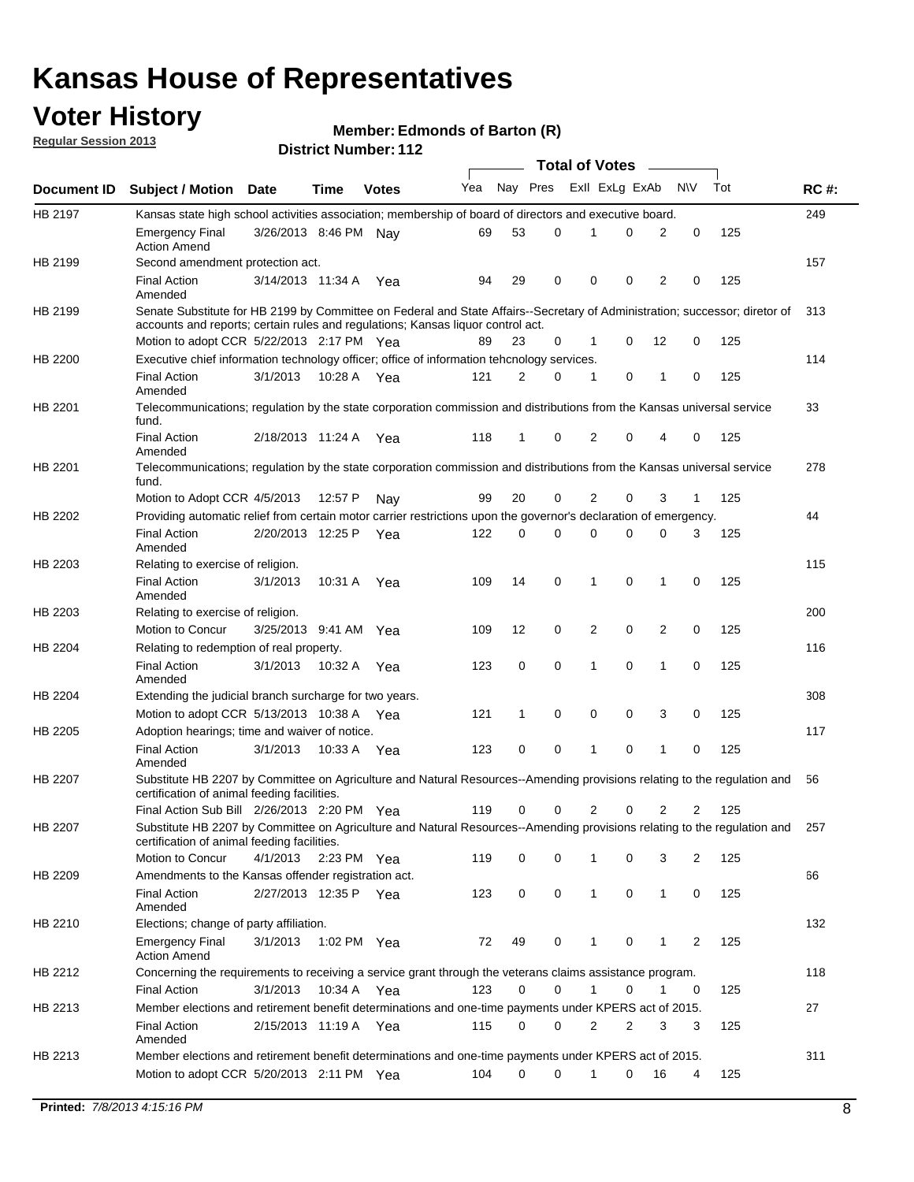# Kansas House of Representatives

## Voter History

**Regular Session 2013**

**Member: Edmonds of Barton (R)**

**District Number: 112**

| Document ID | Subject / Motion | Date | Time | Votes | Yea | Nay | Pres | ExII | ExLg | ExAb | N\V | Tot | RC #: |
|---|---|---|---|---|---|---|---|---|---|---|---|---|---|
| HB 2197 | Kansas state high school activities association; membership of board of directors and executive board. | | | | | | | | | | | | 249 |
| | Emergency Final Action Amend | 3/26/2013 | 8:46 PM | Nay | 69 | 53 | 0 | 1 | 0 | 2 | 0 | 125 | |
| HB 2199 | Second amendment protection act. | | | | | | | | | | | | 157 |
| | Final Action Amended | 3/14/2013 | 11:34 A | Yea | 94 | 29 | 0 | 0 | 0 | 2 | 0 | 125 | |
| HB 2199 | Senate Substitute for HB 2199 by Committee on Federal and State Affairs--Secretary of Administration; successor; diretor of accounts and reports; certain rules and regulations; Kansas liquor control act. | | | | | | | | | | | | 313 |
| | Motion to adopt CCR | 5/22/2013 | 2:17 PM | Yea | 89 | 23 | 0 | 1 | 0 | 12 | 0 | 125 | |
| HB 2200 | Executive chief information technology officer; office of information tehcnology services. | | | | | | | | | | | | 114 |
| | Final Action Amended | 3/1/2013 | 10:28 A | Yea | 121 | 2 | 0 | 1 | 0 | 1 | 0 | 125 | |
| HB 2201 | Telecommunications; regulation by the state corporation commission and distributions from the Kansas universal service fund. | | | | | | | | | | | | 33 |
| | Final Action Amended | 2/18/2013 | 11:24 A | Yea | 118 | 1 | 0 | 2 | 0 | 4 | 0 | 125 | |
| HB 2201 | Telecommunications; regulation by the state corporation commission and distributions from the Kansas universal service fund. | | | | | | | | | | | | 278 |
| | Motion to Adopt CCR | 4/5/2013 | 12:57 P | Nay | 99 | 20 | 0 | 2 | 0 | 3 | 1 | 125 | |
| HB 2202 | Providing automatic relief from certain motor carrier restrictions upon the governor's declaration of emergency. | | | | | | | | | | | | 44 |
| | Final Action Amended | 2/20/2013 | 12:25 P | Yea | 122 | 0 | 0 | 0 | 0 | 0 | 3 | 125 | |
| HB 2203 | Relating to exercise of religion. | | | | | | | | | | | | 115 |
| | Final Action Amended | 3/1/2013 | 10:31 A | Yea | 109 | 14 | 0 | 1 | 0 | 1 | 0 | 125 | |
| HB 2203 | Relating to exercise of religion. | | | | | | | | | | | | 200 |
| | Motion to Concur | 3/25/2013 | 9:41 AM | Yea | 109 | 12 | 0 | 2 | 0 | 2 | 0 | 125 | |
| HB 2204 | Relating to redemption of real property. | | | | | | | | | | | | 116 |
| | Final Action Amended | 3/1/2013 | 10:32 A | Yea | 123 | 0 | 0 | 1 | 0 | 1 | 0 | 125 | |
| HB 2204 | Extending the judicial branch surcharge for two years. | | | | | | | | | | | | 308 |
| | Motion to adopt CCR | 5/13/2013 | 10:38 A | Yea | 121 | 1 | 0 | 0 | 0 | 3 | 0 | 125 | |
| HB 2205 | Adoption hearings; time and waiver of notice. | | | | | | | | | | | | 117 |
| | Final Action Amended | 3/1/2013 | 10:33 A | Yea | 123 | 0 | 0 | 1 | 0 | 1 | 0 | 125 | |
| HB 2207 | Substitute HB 2207 by Committee on Agriculture and Natural Resources--Amending provisions relating to the regulation and certification of animal feeding facilities. | | | | | | | | | | | | 56 |
| | Final Action Sub Bill | 2/26/2013 | 2:20 PM | Yea | 119 | 0 | 0 | 2 | 0 | 2 | 2 | 125 | |
| HB 2207 | Substitute HB 2207 by Committee on Agriculture and Natural Resources--Amending provisions relating to the regulation and certification of animal feeding facilities. | | | | | | | | | | | | 257 |
| | Motion to Concur | 4/1/2013 | 2:23 PM | Yea | 119 | 0 | 0 | 1 | 0 | 3 | 2 | 125 | |
| HB 2209 | Amendments to the Kansas offender registration act. | | | | | | | | | | | | 66 |
| | Final Action Amended | 2/27/2013 | 12:35 P | Yea | 123 | 0 | 0 | 1 | 0 | 1 | 0 | 125 | |
| HB 2210 | Elections; change of party affiliation. | | | | | | | | | | | | 132 |
| | Emergency Final Action Amend | 3/1/2013 | 1:02 PM | Yea | 72 | 49 | 0 | 1 | 0 | 1 | 2 | 125 | |
| HB 2212 | Concerning the requirements to receiving a service grant through the veterans claims assistance program. | | | | | | | | | | | | 118 |
| | Final Action | 3/1/2013 | 10:34 A | Yea | 123 | 0 | 0 | 1 | 0 | 1 | 0 | 125 | |
| HB 2213 | Member elections and retirement benefit determinations and one-time payments under KPERS act of 2015. | | | | | | | | | | | | 27 |
| | Final Action Amended | 2/15/2013 | 11:19 A | Yea | 115 | 0 | 0 | 2 | 2 | 3 | 3 | 125 | |
| HB 2213 | Member elections and retirement benefit determinations and one-time payments under KPERS act of 2015. | | | | | | | | | | | | 311 |
| | Motion to adopt CCR | 5/20/2013 | 2:11 PM | Yea | 104 | 0 | 0 | 1 | 0 | 16 | 4 | 125 | |

**Printed:** *7/8/2013 4:15:16 PM*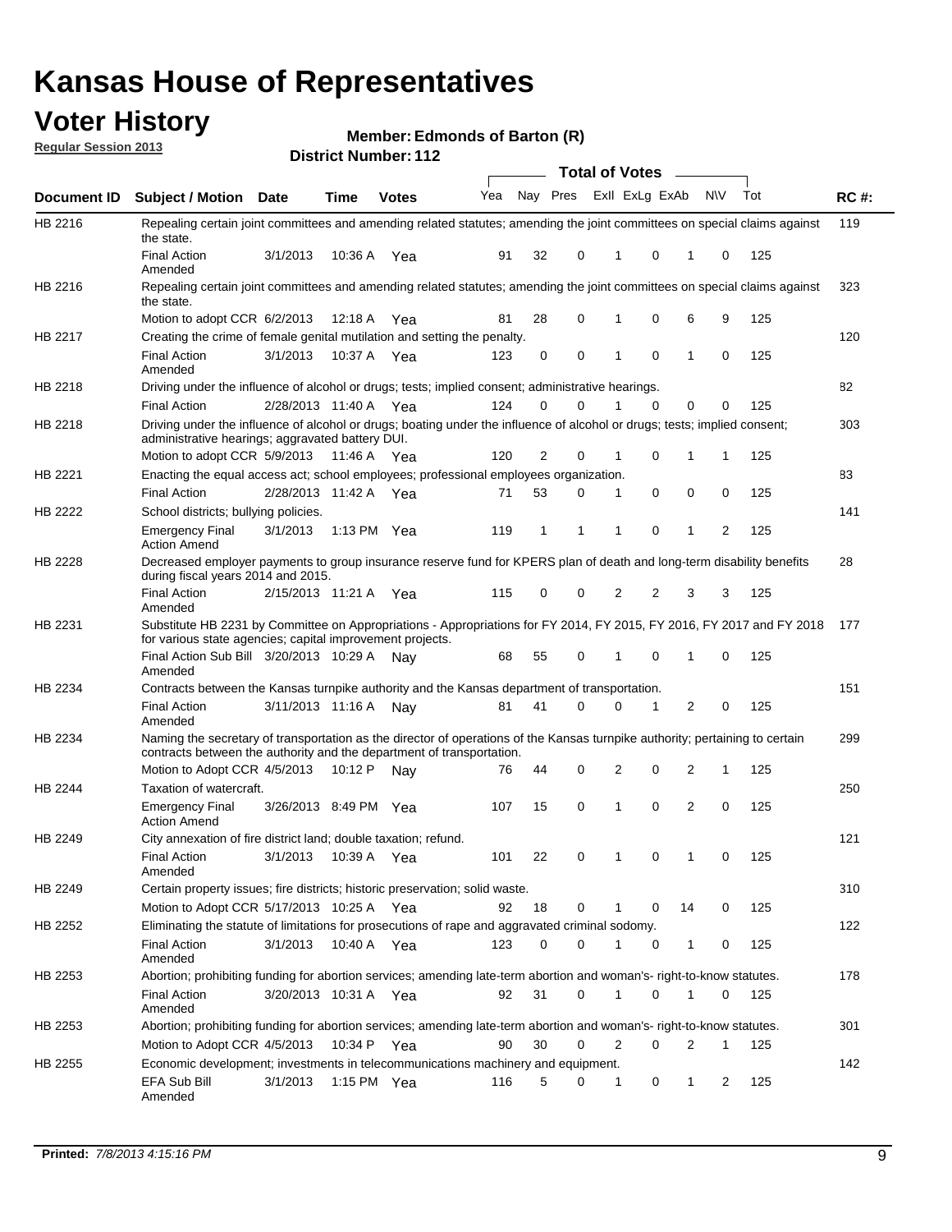# Kansas House of Representatives

## Voter History

**Regular Session 2013**

**Member: Edmonds of Barton (R)**

**District Number: 112**

| Document ID | Subject / Motion | Date | Time | Votes | Yea | Nay | Pres | ExII | ExLg | ExAb | N\V | Tot | RC #: |
|---|---|---|---|---|---|---|---|---|---|---|---|---|---|
| HB 2216 | Repealing certain joint committees and amending related statutes; amending the joint committees on special claims against the state. | | | | | | | | | | | | 119 |
| | Final Action Amended | 3/1/2013 | 10:36 A | Yea | 91 | 32 | 0 | 1 | 0 | 1 | 0 | 125 | |
| HB 2216 | Repealing certain joint committees and amending related statutes; amending the joint committees on special claims against the state. | | | | | | | | | | | | 323 |
| | Motion to adopt CCR | 6/2/2013 | 12:18 A | Yea | 81 | 28 | 0 | 1 | 0 | 6 | 9 | 125 | |
| HB 2217 | Creating the crime of female genital mutilation and setting the penalty. | | | | | | | | | | | | 120 |
| | Final Action Amended | 3/1/2013 | 10:37 A | Yea | 123 | 0 | 0 | 1 | 0 | 1 | 0 | 125 | |
| HB 2218 | Driving under the influence of alcohol or drugs; tests; implied consent; administrative hearings. | | | | | | | | | | | | 82 |
| | Final Action | 2/28/2013 | 11:40 A | Yea | 124 | 0 | 0 | 1 | 0 | 0 | 0 | 125 | |
| HB 2218 | Driving under the influence of alcohol or drugs; boating under the influence of alcohol or drugs; tests; implied consent; administrative hearings; aggravated battery DUI. | | | | | | | | | | | | 303 |
| | Motion to adopt CCR | 5/9/2013 | 11:46 A | Yea | 120 | 2 | 0 | 1 | 0 | 1 | 1 | 125 | |
| HB 2221 | Enacting the equal access act; school employees; professional employees organization. | | | | | | | | | | | | 83 |
| | Final Action | 2/28/2013 | 11:42 A | Yea | 71 | 53 | 0 | 1 | 0 | 0 | 0 | 125 | |
| HB 2222 | School districts; bullying policies. | | | | | | | | | | | | 141 |
| | Emergency Final Action Amend | 3/1/2013 | 1:13 PM | Yea | 119 | 1 | 1 | 1 | 0 | 1 | 2 | 125 | |
| HB 2228 | Decreased employer payments to group insurance reserve fund for KPERS plan of death and long-term disability benefits during fiscal years 2014 and 2015. | | | | | | | | | | | | 28 |
| | Final Action Amended | 2/15/2013 | 11:21 A | Yea | 115 | 0 | 0 | 2 | 2 | 3 | 3 | 125 | |
| HB 2231 | Substitute HB 2231 by Committee on Appropriations - Appropriations for FY 2014, FY 2015, FY 2016, FY 2017 and FY 2018 for various state agencies; capital improvement projects. | | | | | | | | | | | | 177 |
| | Final Action Sub Bill Amended | 3/20/2013 | 10:29 A | Nay | 68 | 55 | 0 | 1 | 0 | 1 | 0 | 125 | |
| HB 2234 | Contracts between the Kansas turnpike authority and the Kansas department of transportation. | | | | | | | | | | | | 151 |
| | Final Action Amended | 3/11/2013 | 11:16 A | Nay | 81 | 41 | 0 | 0 | 1 | 2 | 0 | 125 | |
| HB 2234 | Naming the secretary of transportation as the director of operations of the Kansas turnpike authority; pertaining to certain contracts between the authority and the department of transportation. | | | | | | | | | | | | 299 |
| | Motion to Adopt CCR | 4/5/2013 | 10:12 P | Nay | 76 | 44 | 0 | 2 | 0 | 2 | 1 | 125 | |
| HB 2244 | Taxation of watercraft. | | | | | | | | | | | | 250 |
| | Emergency Final Action Amend | 3/26/2013 | 8:49 PM | Yea | 107 | 15 | 0 | 1 | 0 | 2 | 0 | 125 | |
| HB 2249 | City annexation of fire district land; double taxation; refund. | | | | | | | | | | | | 121 |
| | Final Action Amended | 3/1/2013 | 10:39 A | Yea | 101 | 22 | 0 | 1 | 0 | 1 | 0 | 125 | |
| HB 2249 | Certain property issues; fire districts; historic preservation; solid waste. | | | | | | | | | | | | 310 |
| | Motion to Adopt CCR | 5/17/2013 | 10:25 A | Yea | 92 | 18 | 0 | 1 | 0 | 14 | 0 | 125 | |
| HB 2252 | Eliminating the statute of limitations for prosecutions of rape and aggravated criminal sodomy. | | | | | | | | | | | | 122 |
| | Final Action Amended | 3/1/2013 | 10:40 A | Yea | 123 | 0 | 0 | 1 | 0 | 1 | 0 | 125 | |
| HB 2253 | Abortion; prohibiting funding for abortion services; amending late-term abortion and woman's- right-to-know statutes. | | | | | | | | | | | | 178 |
| | Final Action Amended | 3/20/2013 | 10:31 A | Yea | 92 | 31 | 0 | 1 | 0 | 1 | 0 | 125 | |
| HB 2253 | Abortion; prohibiting funding for abortion services; amending late-term abortion and woman's- right-to-know statutes. | | | | | | | | | | | | 301 |
| | Motion to Adopt CCR | 4/5/2013 | 10:34 P | Yea | 90 | 30 | 0 | 2 | 0 | 2 | 1 | 125 | |
| HB 2255 | Economic development; investments in telecommunications machinery and equipment. | | | | | | | | | | | | 142 |
| | EFA Sub Bill Amended | 3/1/2013 | 1:15 PM | Yea | 116 | 5 | 0 | 1 | 0 | 1 | 2 | 125 | |

**Printed:** *7/8/2013 4:15:16 PM*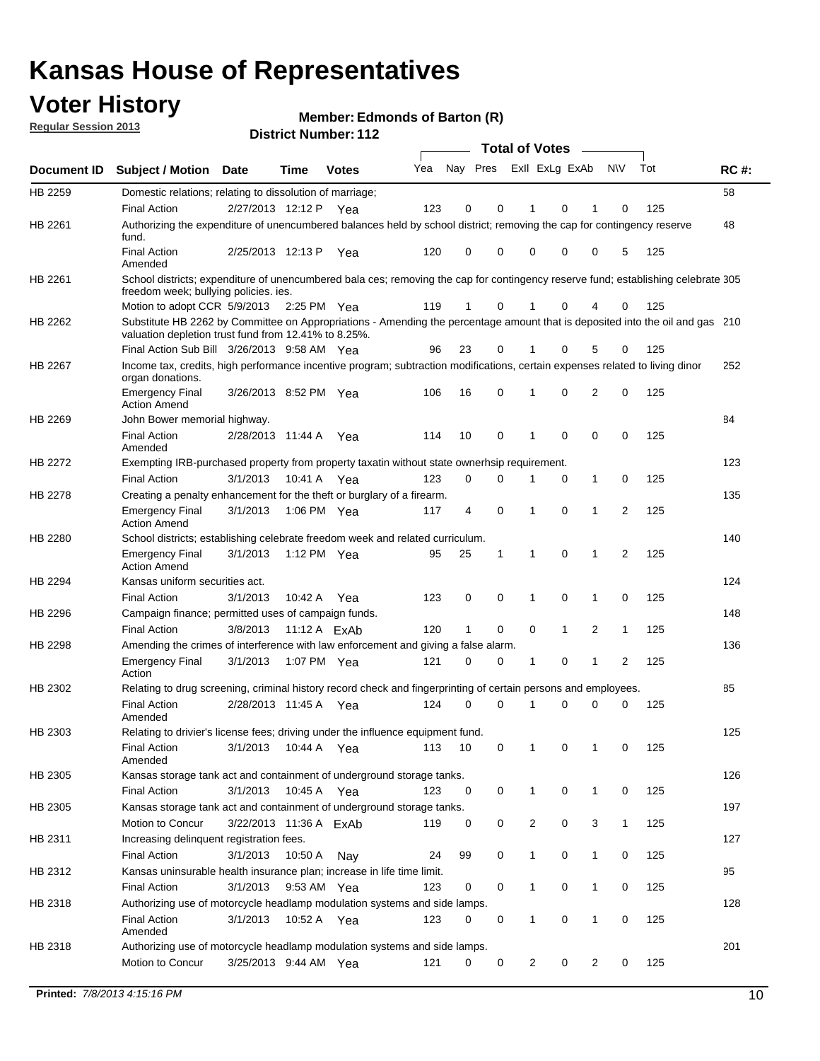# Kansas House of Representatives

## Voter History

**Regular Session 2013**

**Member: Edmonds of Barton (R)**

**District Number: 112**

| Document ID | Subject / Motion | Date | Time | Votes | Yea | Nay | Pres | ExII | ExLg | ExAb | N\V | Tot | RC #: |
|---|---|---|---|---|---|---|---|---|---|---|---|---|---|
| HB 2259 | Domestic relations; relating to dissolution of marriage; | | | | | | | | | | | | 58 |
| | Final Action | 2/27/2013 | 12:12 P | Yea | 123 | 0 | 0 | 1 | 0 | 1 | 0 | 125 | |
| HB 2261 | Authorizing the expenditure of unencumbered balances held by school district; removing the cap for contingency reserve fund. | | | | | | | | | | | | 48 |
| | Final Action Amended | 2/25/2013 | 12:13 P | Yea | 120 | 0 | 0 | 0 | 0 | 0 | 5 | 125 | |
| HB 2261 | School districts; expenditure of unencumbered bala ces; removing the cap for contingency reserve fund; establishing celebrate freedom week; bullying policies. ies. | | | | | | | | | | | | 305 |
| | Motion to adopt CCR | 5/9/2013 | 2:25 PM | Yea | 119 | 1 | 0 | 1 | 0 | 4 | 0 | 125 | |
| HB 2262 | Substitute HB 2262 by Committee on Appropriations - Amending the percentage amount that is deposited into the oil and gas valuation depletion trust fund from 12.41% to 8.25%. | | | | | | | | | | | | 210 |
| | Final Action Sub Bill | 3/26/2013 | 9:58 AM | Yea | 96 | 23 | 0 | 1 | 0 | 5 | 0 | 125 | |
| HB 2267 | Income tax, credits, high performance incentive program; subtraction modifications, certain expenses related to living dinor organ donations. | | | | | | | | | | | | 252 |
| | Emergency Final Action Amend | 3/26/2013 | 8:52 PM | Yea | 106 | 16 | 0 | 1 | 0 | 2 | 0 | 125 | |
| HB 2269 | John Bower memorial highway. | | | | | | | | | | | | 84 |
| | Final Action Amended | 2/28/2013 | 11:44 A | Yea | 114 | 10 | 0 | 1 | 0 | 0 | 0 | 125 | |
| HB 2272 | Exempting IRB-purchased property from property taxatin without state ownerhsip requirement. | | | | | | | | | | | | 123 |
| | Final Action | 3/1/2013 | 10:41 A | Yea | 123 | 0 | 0 | 1 | 0 | 1 | 0 | 125 | |
| HB 2278 | Creating a penalty enhancement for the theft or burglary of a firearm. | | | | | | | | | | | | 135 |
| | Emergency Final Action Amend | 3/1/2013 | 1:06 PM | Yea | 117 | 4 | 0 | 1 | 0 | 1 | 2 | 125 | |
| HB 2280 | School districts; establishing celebrate freedom week and related curriculum. | | | | | | | | | | | | 140 |
| | Emergency Final Action Amend | 3/1/2013 | 1:12 PM | Yea | 95 | 25 | 1 | 1 | 0 | 1 | 2 | 125 | |
| HB 2294 | Kansas uniform securities act. | | | | | | | | | | | | 124 |
| | Final Action | 3/1/2013 | 10:42 A | Yea | 123 | 0 | 0 | 1 | 0 | 1 | 0 | 125 | |
| HB 2296 | Campaign finance; permitted uses of campaign funds. | | | | | | | | | | | | 148 |
| | Final Action | 3/8/2013 | 11:12 A | ExAb | 120 | 1 | 0 | 0 | 1 | 2 | 1 | 125 | |
| HB 2298 | Amending the crimes of interference with law enforcement and giving a false alarm. | | | | | | | | | | | | 136 |
| | Emergency Final Action | 3/1/2013 | 1:07 PM | Yea | 121 | 0 | 0 | 1 | 0 | 1 | 2 | 125 | |
| HB 2302 | Relating to drug screening, criminal history record check and fingerprinting of certain persons and employees. | | | | | | | | | | | | 85 |
| | Final Action Amended | 2/28/2013 | 11:45 A | Yea | 124 | 0 | 0 | 1 | 0 | 0 | 0 | 125 | |
| HB 2303 | Relating to drivier's license fees; driving under the influence equipment fund. | | | | | | | | | | | | 125 |
| | Final Action Amended | 3/1/2013 | 10:44 A | Yea | 113 | 10 | 0 | 1 | 0 | 1 | 0 | 125 | |
| HB 2305 | Kansas storage tank act and containment of underground storage tanks. | | | | | | | | | | | | 126 |
| | Final Action | 3/1/2013 | 10:45 A | Yea | 123 | 0 | 0 | 1 | 0 | 1 | 0 | 125 | |
| HB 2305 | Kansas storage tank act and containment of underground storage tanks. | | | | | | | | | | | | 197 |
| | Motion to Concur | 3/22/2013 | 11:36 A | ExAb | 119 | 0 | 0 | 2 | 0 | 3 | 1 | 125 | |
| HB 2311 | Increasing delinquent registration fees. | | | | | | | | | | | | 127 |
| | Final Action | 3/1/2013 | 10:50 A | Nay | 24 | 99 | 0 | 1 | 0 | 1 | 0 | 125 | |
| HB 2312 | Kansas uninsurable health insurance plan; increase in life time limit. | | | | | | | | | | | | 95 |
| | Final Action | 3/1/2013 | 9:53 AM | Yea | 123 | 0 | 0 | 1 | 0 | 1 | 0 | 125 | |
| HB 2318 | Authorizing use of motorcycle headlamp modulation systems and side lamps. | | | | | | | | | | | | 128 |
| | Final Action Amended | 3/1/2013 | 10:52 A | Yea | 123 | 0 | 0 | 1 | 0 | 1 | 0 | 125 | |
| HB 2318 | Authorizing use of motorcycle headlamp modulation systems and side lamps. | | | | | | | | | | | | 201 |
| | Motion to Concur | 3/25/2013 | 9:44 AM | Yea | 121 | 0 | 0 | 2 | 0 | 2 | 0 | 125 | |

**Printed:** *7/8/2013 4:15:16 PM*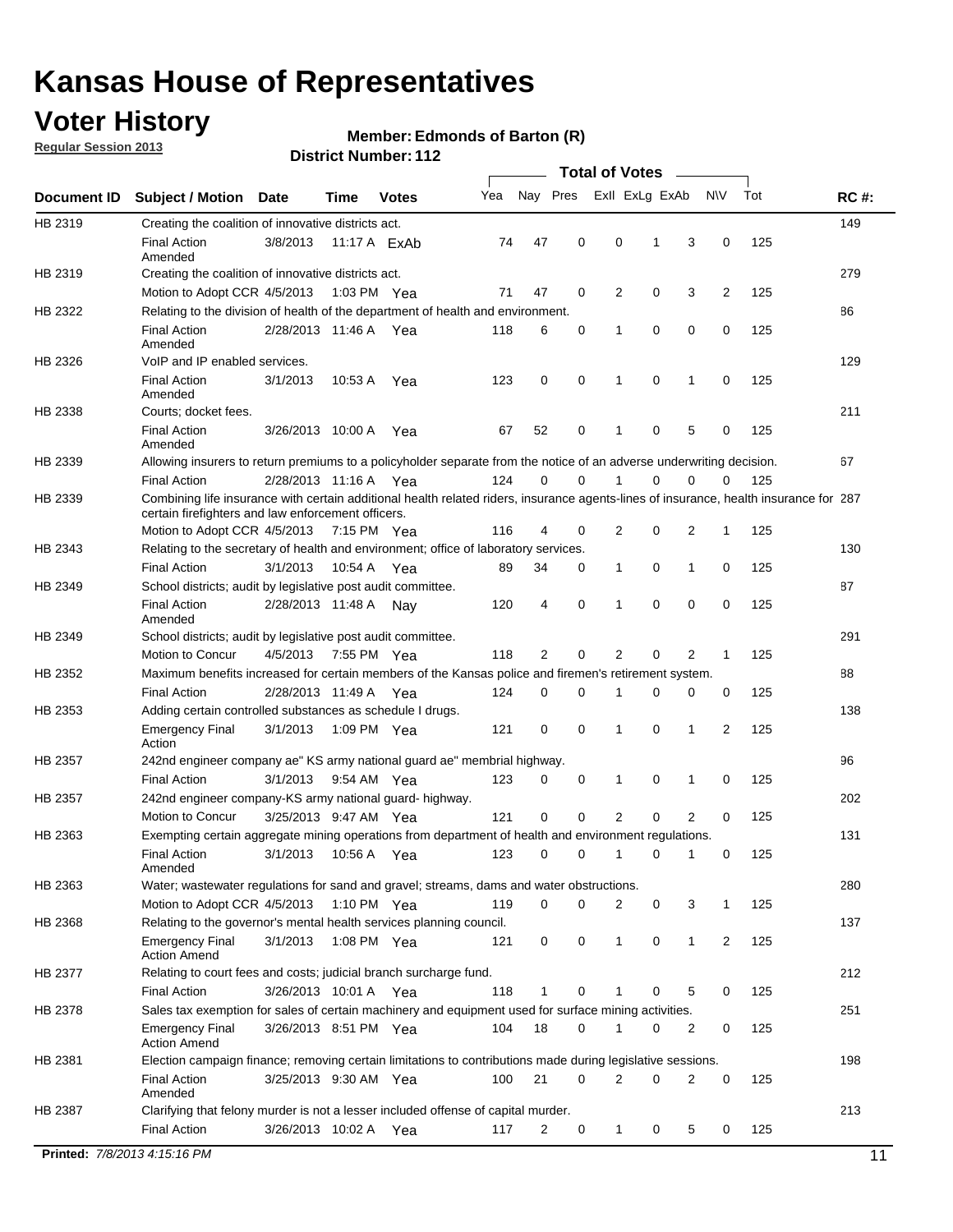# Kansas House of Representatives

## Voter History

**Regular Session 2013**

**Member: Edmonds of Barton (R)**

**District Number: 112**

| Document ID | Subject / Motion | Date | Time | Votes | Yea | Nay | Pres | ExII | ExLg | ExAb | N\V | Tot | RC #: |
|---|---|---|---|---|---|---|---|---|---|---|---|---|---|
| HB 2319 | Creating the coalition of innovative districts act. | | | | | | | | | | | | 149 |
| | Final Action Amended | 3/8/2013 | 11:17 A | ExAb | 74 | 47 | 0 | 0 | 1 | 3 | 0 | 125 | |
| HB 2319 | Creating the coalition of innovative districts act. | | | | | | | | | | | | 279 |
| | Motion to Adopt CCR | 4/5/2013 | 1:03 PM | Yea | 71 | 47 | 0 | 2 | 0 | 3 | 2 | 125 | |
| HB 2322 | Relating to the division of health of the department of health and environment. | | | | | | | | | | | | 86 |
| | Final Action Amended | 2/28/2013 | 11:46 A | Yea | 118 | 6 | 0 | 1 | 0 | 0 | 0 | 125 | |
| HB 2326 | VoIP and IP enabled services. | | | | | | | | | | | | 129 |
| | Final Action Amended | 3/1/2013 | 10:53 A | Yea | 123 | 0 | 0 | 1 | 0 | 1 | 0 | 125 | |
| HB 2338 | Courts; docket fees. | | | | | | | | | | | | 211 |
| | Final Action Amended | 3/26/2013 | 10:00 A | Yea | 67 | 52 | 0 | 1 | 0 | 5 | 0 | 125 | |
| HB 2339 | Allowing insurers to return premiums to a policyholder separate from the notice of an adverse underwriting decision. | | | | | | | | | | | | 67 |
| | Final Action | 2/28/2013 | 11:16 A | Yea | 124 | 0 | 0 | 1 | 0 | 0 | 0 | 125 | |
| HB 2339 | Combining life insurance with certain additional health related riders, insurance agents-lines of insurance, health insurance for certain firefighters and law enforcement officers. | | | | | | | | | | | | 287 |
| | Motion to Adopt CCR | 4/5/2013 | 7:15 PM | Yea | 116 | 4 | 0 | 2 | 0 | 2 | 1 | 125 | |
| HB 2343 | Relating to the secretary of health and environment; office of laboratory services. | | | | | | | | | | | | 130 |
| | Final Action | 3/1/2013 | 10:54 A | Yea | 89 | 34 | 0 | 1 | 0 | 1 | 0 | 125 | |
| HB 2349 | School districts; audit by legislative post audit committee. | | | | | | | | | | | | 87 |
| | Final Action Amended | 2/28/2013 | 11:48 A | Nay | 120 | 4 | 0 | 1 | 0 | 0 | 0 | 125 | |
| HB 2349 | School districts; audit by legislative post audit committee. | | | | | | | | | | | | 291 |
| | Motion to Concur | 4/5/2013 | 7:55 PM | Yea | 118 | 2 | 0 | 2 | 0 | 2 | 1 | 125 | |
| HB 2352 | Maximum benefits increased for certain members of the Kansas police and firemen's retirement system. | | | | | | | | | | | | 88 |
| | Final Action | 2/28/2013 | 11:49 A | Yea | 124 | 0 | 0 | 1 | 0 | 0 | 0 | 125 | |
| HB 2353 | Adding certain controlled substances as schedule I drugs. | | | | | | | | | | | | 138 |
| | Emergency Final Action | 3/1/2013 | 1:09 PM | Yea | 121 | 0 | 0 | 1 | 0 | 1 | 2 | 125 | |
| HB 2357 | 242nd engineer company ae" KS army national guard ae" membrial highway. | | | | | | | | | | | | 96 |
| | Final Action | 3/1/2013 | 9:54 AM | Yea | 123 | 0 | 0 | 1 | 0 | 1 | 0 | 125 | |
| HB 2357 | 242nd engineer company-KS army national guard- highway. | | | | | | | | | | | | 202 |
| | Motion to Concur | 3/25/2013 | 9:47 AM | Yea | 121 | 0 | 0 | 2 | 0 | 2 | 0 | 125 | |
| HB 2363 | Exempting certain aggregate mining operations from department of health and environment regulations. | | | | | | | | | | | | 131 |
| | Final Action Amended | 3/1/2013 | 10:56 A | Yea | 123 | 0 | 0 | 1 | 0 | 1 | 0 | 125 | |
| HB 2363 | Water; wastewater regulations for sand and gravel; streams, dams and water obstructions. | | | | | | | | | | | | 280 |
| | Motion to Adopt CCR | 4/5/2013 | 1:10 PM | Yea | 119 | 0 | 0 | 2 | 0 | 3 | 1 | 125 | |
| HB 2368 | Relating to the governor's mental health services planning council. | | | | | | | | | | | | 137 |
| | Emergency Final Action Amend | 3/1/2013 | 1:08 PM | Yea | 121 | 0 | 0 | 1 | 0 | 1 | 2 | 125 | |
| HB 2377 | Relating to court fees and costs; judicial branch surcharge fund. | | | | | | | | | | | | 212 |
| | Final Action | 3/26/2013 | 10:01 A | Yea | 118 | 1 | 0 | 1 | 0 | 5 | 0 | 125 | |
| HB 2378 | Sales tax exemption for sales of certain machinery and equipment used for surface mining activities. | | | | | | | | | | | | 251 |
| | Emergency Final Action Amend | 3/26/2013 | 8:51 PM | Yea | 104 | 18 | 0 | 1 | 0 | 2 | 0 | 125 | |
| HB 2381 | Election campaign finance; removing certain limitations to contributions made during legislative sessions. | | | | | | | | | | | | 198 |
| | Final Action Amended | 3/25/2013 | 9:30 AM | Yea | 100 | 21 | 0 | 2 | 0 | 2 | 0 | 125 | |
| HB 2387 | Clarifying that felony murder is not a lesser included offense of capital murder. | | | | | | | | | | | | 213 |
| | Final Action | 3/26/2013 | 10:02 A | Yea | 117 | 2 | 0 | 1 | 0 | 5 | 0 | 125 | |

**Printed:** 7/8/2013 4:15:16 PM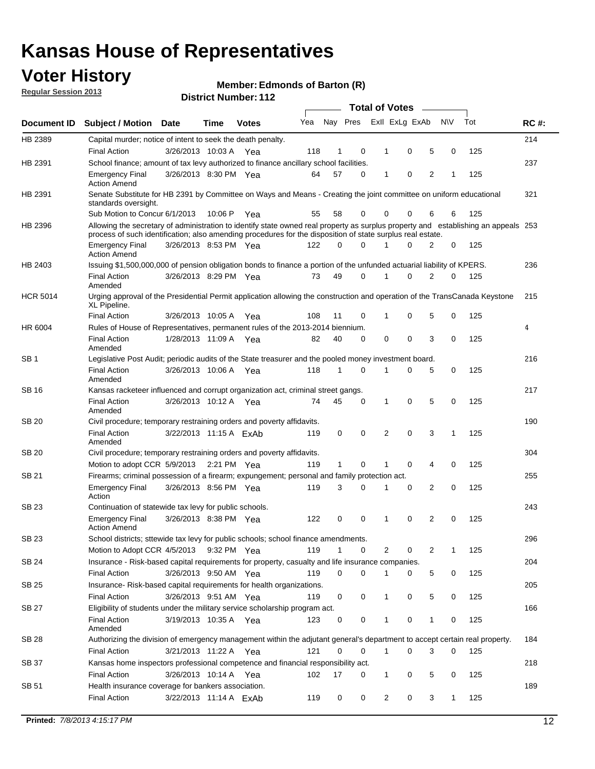# Kansas House of Representatives

## Voter History

**Regular Session 2013**

**Member: Edmonds of Barton (R)**

**District Number: 112**

| Document ID | Subject / Motion | Date | Time | Votes | Yea | Nay | Pres | Exll | ExLg | ExAb | N\V | Tot | RC #: |
|---|---|---|---|---|---|---|---|---|---|---|---|---|---|
| HB 2389 | Capital murder; notice of intent to seek the death penalty. | | | | | | | | | | | | 214 |
| | Final Action | 3/26/2013 | 10:03 A | Yea | 118 | 1 | 0 | 1 | 0 | 5 | 0 | 125 | |
| HB 2391 | School finance; amount of tax levy authorized to finance ancillary school facilities. | | | | | | | | | | | | 237 |
| | Emergency Final Action Amend | 3/26/2013 | 8:30 PM | Yea | 64 | 57 | 0 | 1 | 0 | 2 | 1 | 125 | |
| HB 2391 | Senate Substitute for HB 2391 by Committee on Ways and Means - Creating the joint committee on uniform educational standards oversight. | | | | | | | | | | | | 321 |
| | Sub Motion to Concur | 6/1/2013 | 10:06 P | Yea | 55 | 58 | 0 | 0 | 0 | 6 | 6 | 125 | |
| HB 2396 | Allowing the secretary of administration to identify state owned real property as surplus property and establishing an appeals process of such identification; also amending procedures for the disposition of state surplus real estate. | | | | | | | | | | | | 253 |
| | Emergency Final Action Amend | 3/26/2013 | 8:53 PM | Yea | 122 | 0 | 0 | 1 | 0 | 2 | 0 | 125 | |
| HB 2403 | Issuing $1,500,000,000 of pension obligation bonds to finance a portion of the unfunded actuarial liability of KPERS. | | | | | | | | | | | | 236 |
| | Final Action Amended | 3/26/2013 | 8:29 PM | Yea | 73 | 49 | 0 | 1 | 0 | 2 | 0 | 125 | |
| HCR 5014 | Urging approval of the Presidential Permit application allowing the construction and operation of the TransCanada Keystone XL Pipeline. | | | | | | | | | | | | 215 |
| | Final Action | 3/26/2013 | 10:05 A | Yea | 108 | 11 | 0 | 1 | 0 | 5 | 0 | 125 | |
| HR 6004 | Rules of House of Representatives, permanent rules of the 2013-2014 biennium. | | | | | | | | | | | | 4 |
| | Final Action Amended | 1/28/2013 | 11:09 A | Yea | 82 | 40 | 0 | 0 | 0 | 3 | 0 | 125 | |
| SB 1 | Legislative Post Audit; periodic audits of the State treasurer and the pooled money investment board. | | | | | | | | | | | | 216 |
| | Final Action Amended | 3/26/2013 | 10:06 A | Yea | 118 | 1 | 0 | 1 | 0 | 5 | 0 | 125 | |
| SB 16 | Kansas racketeer influenced and corrupt organization act, criminal street gangs. | | | | | | | | | | | | 217 |
| | Final Action Amended | 3/26/2013 | 10:12 A | Yea | 74 | 45 | 0 | 1 | 0 | 5 | 0 | 125 | |
| SB 20 | Civil procedure; temporary restraining orders and poverty affidavits. | | | | | | | | | | | | 190 |
| | Final Action Amended | 3/22/2013 | 11:15 A | ExAb | 119 | 0 | 0 | 2 | 0 | 3 | 1 | 125 | |
| SB 20 | Civil procedure; temporary restraining orders and poverty affidavits. | | | | | | | | | | | | 304 |
| | Motion to adopt CCR | 5/9/2013 | 2:21 PM | Yea | 119 | 1 | 0 | 1 | 0 | 4 | 0 | 125 | |
| SB 21 | Firearms; criminal possession of a firearm; expungement; personal and family protection act. | | | | | | | | | | | | 255 |
| | Emergency Final Action | 3/26/2013 | 8:56 PM | Yea | 119 | 3 | 0 | 1 | 0 | 2 | 0 | 125 | |
| SB 23 | Continuation of statewide tax levy for public schools. | | | | | | | | | | | | 243 |
| | Emergency Final Action Amend | 3/26/2013 | 8:38 PM | Yea | 122 | 0 | 0 | 1 | 0 | 2 | 0 | 125 | |
| SB 23 | School districts; sttewide tax levy for public schools; school finance amendments. | | | | | | | | | | | | 296 |
| | Motion to Adopt CCR | 4/5/2013 | 9:32 PM | Yea | 119 | 1 | 0 | 2 | 0 | 2 | 1 | 125 | |
| SB 24 | Insurance - Risk-based capital requirements for property, casualty and life insurance companies. | | | | | | | | | | | | 204 |
| | Final Action | 3/26/2013 | 9:50 AM | Yea | 119 | 0 | 0 | 1 | 0 | 5 | 0 | 125 | |
| SB 25 | Insurance- Risk-based capital requirements for health organizations. | | | | | | | | | | | | 205 |
| | Final Action | 3/26/2013 | 9:51 AM | Yea | 119 | 0 | 0 | 1 | 0 | 5 | 0 | 125 | |
| SB 27 | Eligibility of students under the military service scholarship program act. | | | | | | | | | | | | 166 |
| | Final Action Amended | 3/19/2013 | 10:35 A | Yea | 123 | 0 | 0 | 1 | 0 | 1 | 0 | 125 | |
| SB 28 | Authorizing the division of emergency management within the adjutant general's department to accept certain real property. | | | | | | | | | | | | 184 |
| | Final Action | 3/21/2013 | 11:22 A | Yea | 121 | 0 | 0 | 1 | 0 | 3 | 0 | 125 | |
| SB 37 | Kansas home inspectors professional competence and financial responsibility act. | | | | | | | | | | | | 218 |
| | Final Action | 3/26/2013 | 10:14 A | Yea | 102 | 17 | 0 | 1 | 0 | 5 | 0 | 125 | |
| SB 51 | Health insurance coverage for bankers association. | | | | | | | | | | | | 189 |
| | Final Action | 3/22/2013 | 11:14 A | ExAb | 119 | 0 | 0 | 2 | 0 | 3 | 1 | 125 | |

**Printed:** *7/8/2013 4:15:17 PM*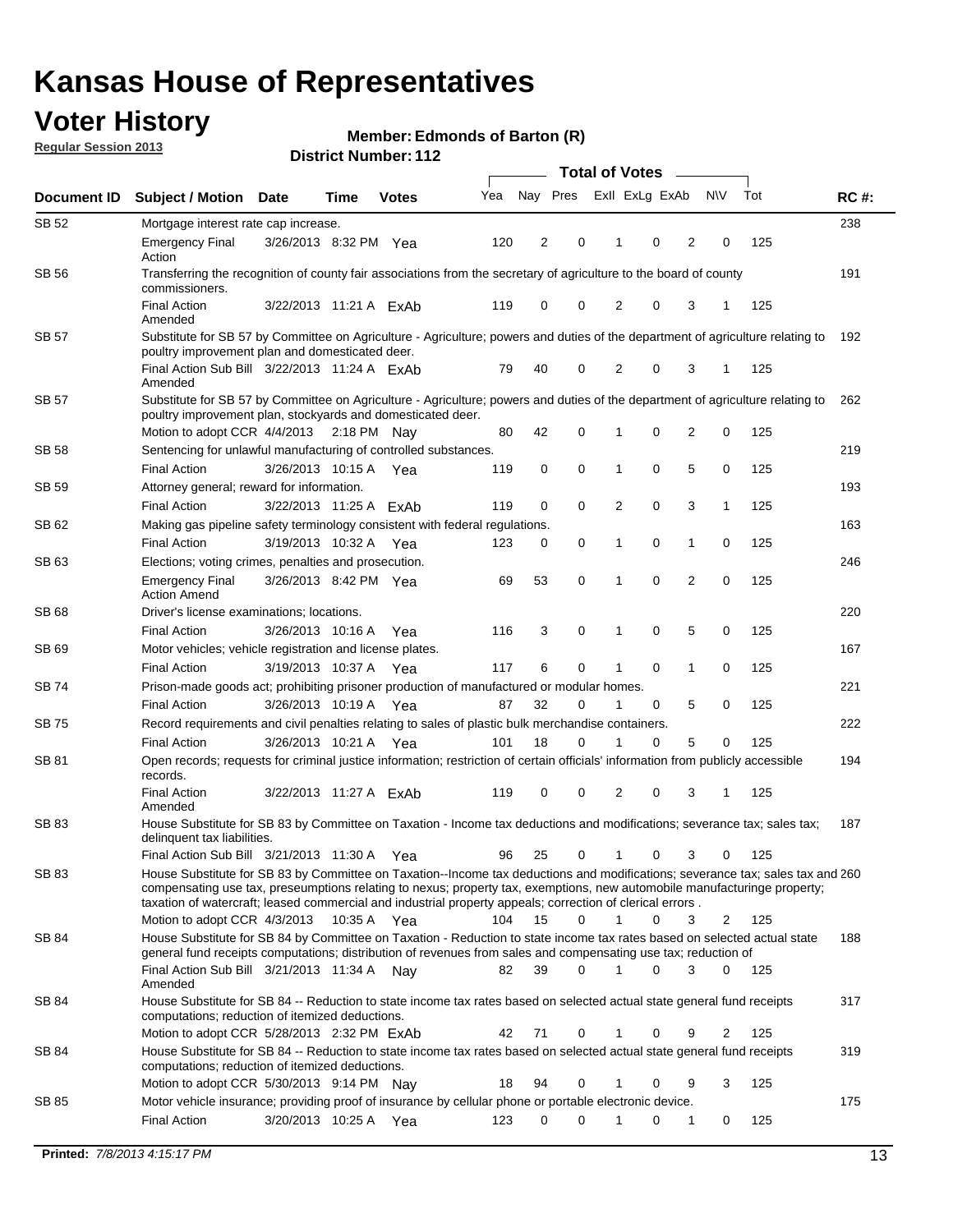# Kansas House of Representatives

## Voter History

**Regular Session 2013**

**Member: Edmonds of Barton (R)**

**District Number: 112**

| Document ID | Subject / Motion | Date | Time | Votes | Yea | Nay | Pres | ExII | ExLg | ExAb | N\V | Tot | RC #: |
|---|---|---|---|---|---|---|---|---|---|---|---|---|---|
| SB 52 | Mortgage interest rate cap increase. | | | | | | | | | | | | 238 |
| | Emergency Final Action | 3/26/2013 | 8:32 PM | Yea | 120 | 2 | 0 | 1 | 0 | 2 | 0 | 125 | |
| SB 56 | Transferring the recognition of county fair associations from the secretary of agriculture to the board of county commissioners. | | | | | | | | | | | | 191 |
| | Final Action Amended | 3/22/2013 | 11:21 A | ExAb | 119 | 0 | 0 | 2 | 0 | 3 | 1 | 125 | |
| SB 57 | Substitute for SB 57 by Committee on Agriculture - Agriculture; powers and duties of the department of agriculture relating to poultry improvement plan and domesticated deer. | | | | | | | | | | | | 192 |
| | Final Action Sub Bill Amended | 3/22/2013 | 11:24 A | ExAb | 79 | 40 | 0 | 2 | 0 | 3 | 1 | 125 | |
| SB 57 | Substitute for SB 57 by Committee on Agriculture - Agriculture; powers and duties of the department of agriculture relating to poultry improvement plan, stockyards and domesticated deer. | | | | | | | | | | | | 262 |
| | Motion to adopt CCR | 4/4/2013 | 2:18 PM | Nay | 80 | 42 | 0 | 1 | 0 | 2 | 0 | 125 | |
| SB 58 | Sentencing for unlawful manufacturing of controlled substances. | | | | | | | | | | | | 219 |
| | Final Action | 3/26/2013 | 10:15 A | Yea | 119 | 0 | 0 | 1 | 0 | 5 | 0 | 125 | |
| SB 59 | Attorney general; reward for information. | | | | | | | | | | | | 193 |
| | Final Action | 3/22/2013 | 11:25 A | ExAb | 119 | 0 | 0 | 2 | 0 | 3 | 1 | 125 | |
| SB 62 | Making gas pipeline safety terminology consistent with federal regulations. | | | | | | | | | | | | 163 |
| | Final Action | 3/19/2013 | 10:32 A | Yea | 123 | 0 | 0 | 1 | 0 | 1 | 0 | 125 | |
| SB 63 | Elections; voting crimes, penalties and prosecution. | | | | | | | | | | | | 246 |
| | Emergency Final Action Amend | 3/26/2013 | 8:42 PM | Yea | 69 | 53 | 0 | 1 | 0 | 2 | 0 | 125 | |
| SB 68 | Driver's license examinations; locations. | | | | | | | | | | | | 220 |
| | Final Action | 3/26/2013 | 10:16 A | Yea | 116 | 3 | 0 | 1 | 0 | 5 | 0 | 125 | |
| SB 69 | Motor vehicles; vehicle registration and license plates. | | | | | | | | | | | | 167 |
| | Final Action | 3/19/2013 | 10:37 A | Yea | 117 | 6 | 0 | 1 | 0 | 1 | 0 | 125 | |
| SB 74 | Prison-made goods act; prohibiting prisoner production of manufactured or modular homes. | | | | | | | | | | | | 221 |
| | Final Action | 3/26/2013 | 10:19 A | Yea | 87 | 32 | 0 | 1 | 0 | 5 | 0 | 125 | |
| SB 75 | Record requirements and civil penalties relating to sales of plastic bulk merchandise containers. | | | | | | | | | | | | 222 |
| | Final Action | 3/26/2013 | 10:21 A | Yea | 101 | 18 | 0 | 1 | 0 | 5 | 0 | 125 | |
| SB 81 | Open records; requests for criminal justice information; restriction of certain officials' information from publicly accessible records. | | | | | | | | | | | | 194 |
| | Final Action Amended | 3/22/2013 | 11:27 A | ExAb | 119 | 0 | 0 | 2 | 0 | 3 | 1 | 125 | |
| SB 83 | House Substitute for SB 83 by Committee on Taxation - Income tax deductions and modifications; severance tax; sales tax; delinquent tax liabilities. | | | | | | | | | | | | 187 |
| | Final Action Sub Bill | 3/21/2013 | 11:30 A | Yea | 96 | 25 | 0 | 1 | 0 | 3 | 0 | 125 | |
| SB 83 | House Substitute for SB 83 by Committee on Taxation--Income tax deductions and modifications; severance tax; sales tax and compensating use tax, preseumptions relating to nexus; property tax, exemptions, new automobile manufacturinge property; taxation of watercraft; leased commercial and industrial property appeals; correction of clerical errors . | | | | | | | | | | | | 260 |
| | Motion to adopt CCR | 4/3/2013 | 10:35 A | Yea | 104 | 15 | 0 | 1 | 0 | 3 | 2 | 125 | |
| SB 84 | House Substitute for SB 84 by Committee on Taxation - Reduction to state income tax rates based on selected actual state general fund receipts computations; distribution of revenues from sales and compensating use tax; reduction of | | | | | | | | | | | | 188 |
| | Final Action Sub Bill Amended | 3/21/2013 | 11:34 A | Nay | 82 | 39 | 0 | 1 | 0 | 3 | 0 | 125 | |
| SB 84 | House Substitute for SB 84 -- Reduction to state income tax rates based on selected actual state general fund receipts computations; reduction of itemized deductions. | | | | | | | | | | | | 317 |
| | Motion to adopt CCR | 5/28/2013 | 2:32 PM | ExAb | 42 | 71 | 0 | 1 | 0 | 9 | 2 | 125 | |
| SB 84 | House Substitute for SB 84 -- Reduction to state income tax rates based on selected actual state general fund receipts computations; reduction of itemized deductions. | | | | | | | | | | | | 319 |
| | Motion to adopt CCR | 5/30/2013 | 9:14 PM | Nay | 18 | 94 | 0 | 1 | 0 | 9 | 3 | 125 | |
| SB 85 | Motor vehicle insurance; providing proof of insurance by cellular phone or portable electronic device. | | | | | | | | | | | | 175 |
| | Final Action | 3/20/2013 | 10:25 A | Yea | 123 | 0 | 0 | 1 | 0 | 1 | 0 | 125 | |

**Printed:** 7/8/2013 4:15:17 PM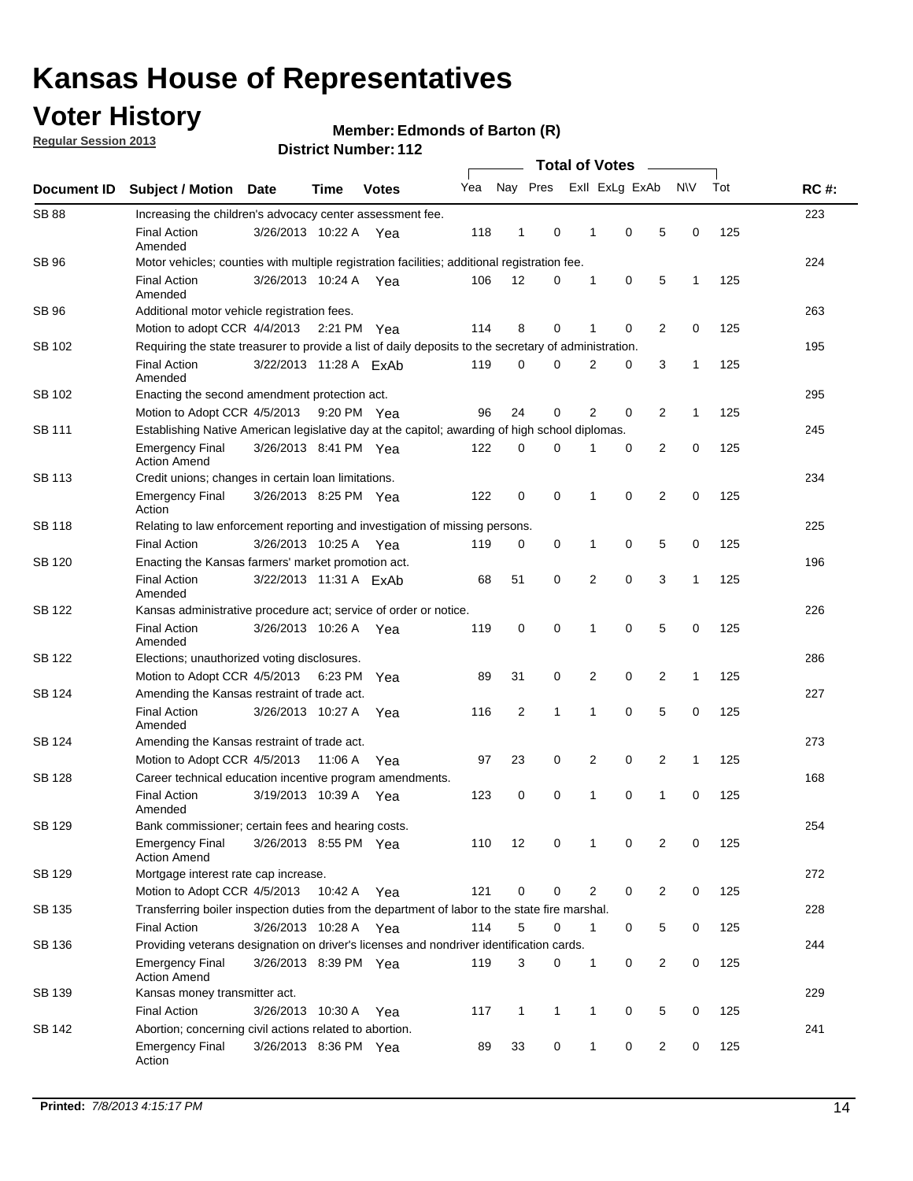# Kansas House of Representatives

## Voter History

**Regular Session 2013**

**Member: Edmonds of Barton (R)**

**District Number: 112**

| Document ID | Subject / Motion | Date | Time | Votes | Yea | Nay | Pres | ExII | ExLg | ExAb | N\V | Tot | RC #: |
|---|---|---|---|---|---|---|---|---|---|---|---|---|---|
| SB 88 | Increasing the children's advocacy center assessment fee. | | | | | | | | | | | | 223 |
| | Final Action Amended | 3/26/2013 | 10:22 A | Yea | 118 | 1 | 0 | 1 | 0 | 5 | 0 | 125 | |
| SB 96 | Motor vehicles; counties with multiple registration facilities; additional registration fee. | | | | | | | | | | | | 224 |
| | Final Action Amended | 3/26/2013 | 10:24 A | Yea | 106 | 12 | 0 | 1 | 0 | 5 | 1 | 125 | |
| SB 96 | Additional motor vehicle registration fees. | | | | | | | | | | | | 263 |
| | Motion to adopt CCR | 4/4/2013 | 2:21 PM | Yea | 114 | 8 | 0 | 1 | 0 | 2 | 0 | 125 | |
| SB 102 | Requiring the state treasurer to provide a list of daily deposits to the secretary of administration. | | | | | | | | | | | | 195 |
| | Final Action Amended | 3/22/2013 | 11:28 A | ExAb | 119 | 0 | 0 | 2 | 0 | 3 | 1 | 125 | |
| SB 102 | Enacting the second amendment protection act. | | | | | | | | | | | | 295 |
| | Motion to Adopt CCR | 4/5/2013 | 9:20 PM | Yea | 96 | 24 | 0 | 2 | 0 | 2 | 1 | 125 | |
| SB 111 | Establishing Native American legislative day at the capitol; awarding of high school diplomas. | | | | | | | | | | | | 245 |
| | Emergency Final Action Amend | 3/26/2013 | 8:41 PM | Yea | 122 | 0 | 0 | 1 | 0 | 2 | 0 | 125 | |
| SB 113 | Credit unions; changes in certain loan limitations. | | | | | | | | | | | | 234 |
| | Emergency Final Action | 3/26/2013 | 8:25 PM | Yea | 122 | 0 | 0 | 1 | 0 | 2 | 0 | 125 | |
| SB 118 | Relating to law enforcement reporting and investigation of missing persons. | | | | | | | | | | | | 225 |
| | Final Action | 3/26/2013 | 10:25 A | Yea | 119 | 0 | 0 | 1 | 0 | 5 | 0 | 125 | |
| SB 120 | Enacting the Kansas farmers' market promotion act. | | | | | | | | | | | | 196 |
| | Final Action Amended | 3/22/2013 | 11:31 A | ExAb | 68 | 51 | 0 | 2 | 0 | 3 | 1 | 125 | |
| SB 122 | Kansas administrative procedure act; service of order or notice. | | | | | | | | | | | | 226 |
| | Final Action Amended | 3/26/2013 | 10:26 A | Yea | 119 | 0 | 0 | 1 | 0 | 5 | 0 | 125 | |
| SB 122 | Elections; unauthorized voting disclosures. | | | | | | | | | | | | 286 |
| | Motion to Adopt CCR | 4/5/2013 | 6:23 PM | Yea | 89 | 31 | 0 | 2 | 0 | 2 | 1 | 125 | |
| SB 124 | Amending the Kansas restraint of trade act. | | | | | | | | | | | | 227 |
| | Final Action Amended | 3/26/2013 | 10:27 A | Yea | 116 | 2 | 1 | 1 | 0 | 5 | 0 | 125 | |
| SB 124 | Amending the Kansas restraint of trade act. | | | | | | | | | | | | 273 |
| | Motion to Adopt CCR | 4/5/2013 | 11:06 A | Yea | 97 | 23 | 0 | 2 | 0 | 2 | 1 | 125 | |
| SB 128 | Career technical education incentive program amendments. | | | | | | | | | | | | 168 |
| | Final Action Amended | 3/19/2013 | 10:39 A | Yea | 123 | 0 | 0 | 1 | 0 | 1 | 0 | 125 | |
| SB 129 | Bank commissioner; certain fees and hearing costs. | | | | | | | | | | | | 254 |
| | Emergency Final Action Amend | 3/26/2013 | 8:55 PM | Yea | 110 | 12 | 0 | 1 | 0 | 2 | 0 | 125 | |
| SB 129 | Mortgage interest rate cap increase. | | | | | | | | | | | | 272 |
| | Motion to Adopt CCR | 4/5/2013 | 10:42 A | Yea | 121 | 0 | 0 | 2 | 0 | 2 | 0 | 125 | |
| SB 135 | Transferring boiler inspection duties from the department of labor to the state fire marshal. | | | | | | | | | | | | 228 |
| | Final Action | 3/26/2013 | 10:28 A | Yea | 114 | 5 | 0 | 1 | 0 | 5 | 0 | 125 | |
| SB 136 | Providing veterans designation on driver's licenses and nondriver identification cards. | | | | | | | | | | | | 244 |
| | Emergency Final Action Amend | 3/26/2013 | 8:39 PM | Yea | 119 | 3 | 0 | 1 | 0 | 2 | 0 | 125 | |
| SB 139 | Kansas money transmitter act. | | | | | | | | | | | | 229 |
| | Final Action | 3/26/2013 | 10:30 A | Yea | 117 | 1 | 1 | 1 | 0 | 5 | 0 | 125 | |
| SB 142 | Abortion; concerning civil actions related to abortion. | | | | | | | | | | | | 241 |
| | Emergency Final Action | 3/26/2013 | 8:36 PM | Yea | 89 | 33 | 0 | 1 | 0 | 2 | 0 | 125 | |

**Printed:** *7/8/2013 4:15:17 PM*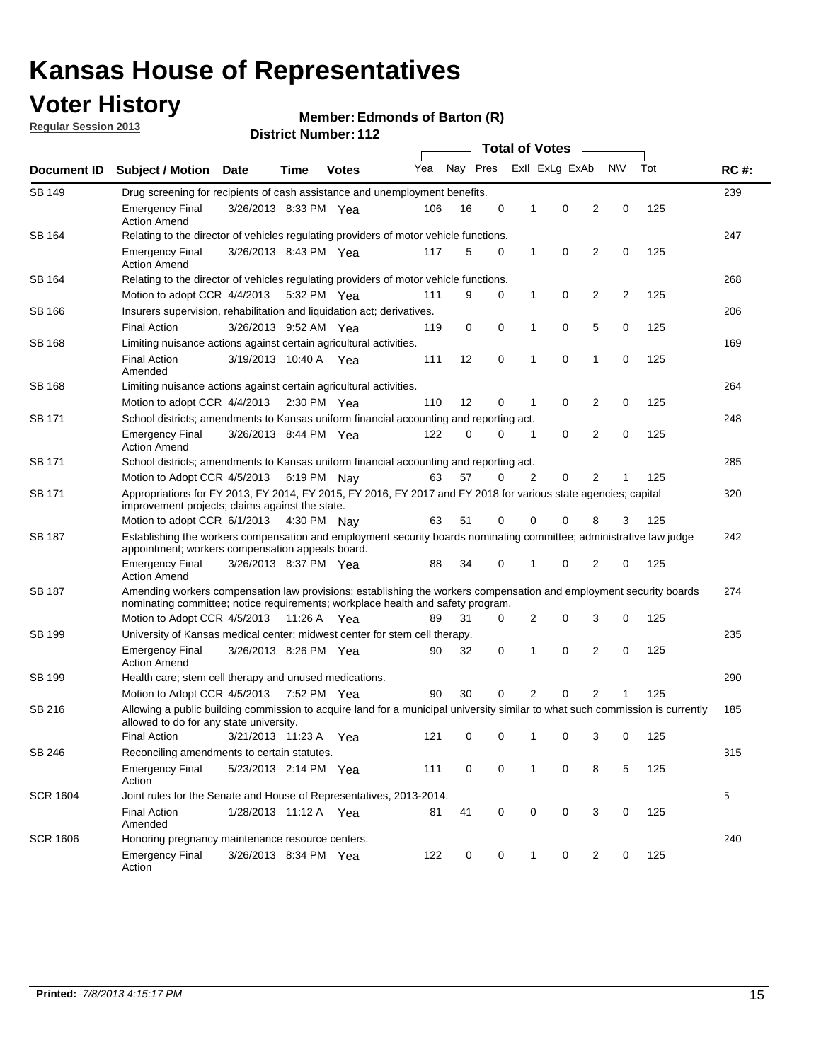# Kansas House of Representatives

## Voter History

**Regular Session 2013**

**Member: Edmonds of Barton (R)**

**District Number: 112**

| Document ID | Subject / Motion | Date | Time | Votes | Yea | Nay | Pres | ExII | ExLg | ExAb | N\V | Tot | RC #: |
|---|---|---|---|---|---|---|---|---|---|---|---|---|---|
| SB 149 | Drug screening for recipients of cash assistance and unemployment benefits. | | | | | | | | | | | | 239 |
| | Emergency Final Action Amend | 3/26/2013 | 8:33 PM | Yea | 106 | 16 | 0 | 1 | 0 | 2 | 0 | 125 | |
| SB 164 | Relating to the director of vehicles regulating providers of motor vehicle functions. | | | | | | | | | | | | 247 |
| | Emergency Final Action Amend | 3/26/2013 | 8:43 PM | Yea | 117 | 5 | 0 | 1 | 0 | 2 | 0 | 125 | |
| SB 164 | Relating to the director of vehicles regulating providers of motor vehicle functions. | | | | | | | | | | | | 268 |
| | Motion to adopt CCR | 4/4/2013 | 5:32 PM | Yea | 111 | 9 | 0 | 1 | 0 | 2 | 2 | 125 | |
| SB 166 | Insurers supervision, rehabilitation and liquidation act; derivatives. | | | | | | | | | | | | 206 |
| | Final Action | 3/26/2013 | 9:52 AM | Yea | 119 | 0 | 0 | 1 | 0 | 5 | 0 | 125 | |
| SB 168 | Limiting nuisance actions against certain agricultural activities. | | | | | | | | | | | | 169 |
| | Final Action Amended | 3/19/2013 | 10:40 A | Yea | 111 | 12 | 0 | 1 | 0 | 1 | 0 | 125 | |
| SB 168 | Limiting nuisance actions against certain agricultural activities. | | | | | | | | | | | | 264 |
| | Motion to adopt CCR | 4/4/2013 | 2:30 PM | Yea | 110 | 12 | 0 | 1 | 0 | 2 | 0 | 125 | |
| SB 171 | School districts; amendments to Kansas uniform financial accounting and reporting act. | | | | | | | | | | | | 248 |
| | Emergency Final Action Amend | 3/26/2013 | 8:44 PM | Yea | 122 | 0 | 0 | 1 | 0 | 2 | 0 | 125 | |
| SB 171 | School districts; amendments to Kansas uniform financial accounting and reporting act. | | | | | | | | | | | | 285 |
| | Motion to Adopt CCR | 4/5/2013 | 6:19 PM | Nay | 63 | 57 | 0 | 2 | 0 | 2 | 1 | 125 | |
| SB 171 | Appropriations for FY 2013, FY 2014, FY 2015, FY 2016, FY 2017 and FY 2018 for various state agencies; capital improvement projects; claims against the state. | | | | | | | | | | | | 320 |
| | Motion to adopt CCR | 6/1/2013 | 4:30 PM | Nay | 63 | 51 | 0 | 0 | 0 | 8 | 3 | 125 | |
| SB 187 | Establishing the workers compensation and employment security boards nominating committee; administrative law judge appointment; workers compensation appeals board. | | | | | | | | | | | | 242 |
| | Emergency Final Action Amend | 3/26/2013 | 8:37 PM | Yea | 88 | 34 | 0 | 1 | 0 | 2 | 0 | 125 | |
| SB 187 | Amending workers compensation law provisions; establishing the workers compensation and employment security boards nominating committee; notice requirements; workplace health and safety program. | | | | | | | | | | | | 274 |
| | Motion to Adopt CCR | 4/5/2013 | 11:26 A | Yea | 89 | 31 | 0 | 2 | 0 | 3 | 0 | 125 | |
| SB 199 | University of Kansas medical center; midwest center for stem cell therapy. | | | | | | | | | | | | 235 |
| | Emergency Final Action Amend | 3/26/2013 | 8:26 PM | Yea | 90 | 32 | 0 | 1 | 0 | 2 | 0 | 125 | |
| SB 199 | Health care; stem cell therapy and unused medications. | | | | | | | | | | | | 290 |
| | Motion to Adopt CCR | 4/5/2013 | 7:52 PM | Yea | 90 | 30 | 0 | 2 | 0 | 2 | 1 | 125 | |
| SB 216 | Allowing a public building commission to acquire land for a municipal university similar to what such commission is currently allowed to do for any state university. | | | | | | | | | | | | 185 |
| | Final Action | 3/21/2013 | 11:23 A | Yea | 121 | 0 | 0 | 1 | 0 | 3 | 0 | 125 | |
| SB 246 | Reconciling amendments to certain statutes. | | | | | | | | | | | | 315 |
| | Emergency Final Action | 5/23/2013 | 2:14 PM | Yea | 111 | 0 | 0 | 1 | 0 | 8 | 5 | 125 | |
| SCR 1604 | Joint rules for the Senate and House of Representatives, 2013-2014. | | | | | | | | | | | | 5 |
| | Final Action Amended | 1/28/2013 | 11:12 A | Yea | 81 | 41 | 0 | 0 | 0 | 3 | 0 | 125 | |
| SCR 1606 | Honoring pregnancy maintenance resource centers. | | | | | | | | | | | | 240 |
| | Emergency Final Action | 3/26/2013 | 8:34 PM | Yea | 122 | 0 | 0 | 1 | 0 | 2 | 0 | 125 | |

**Printed:** *7/8/2013 4:15:17 PM*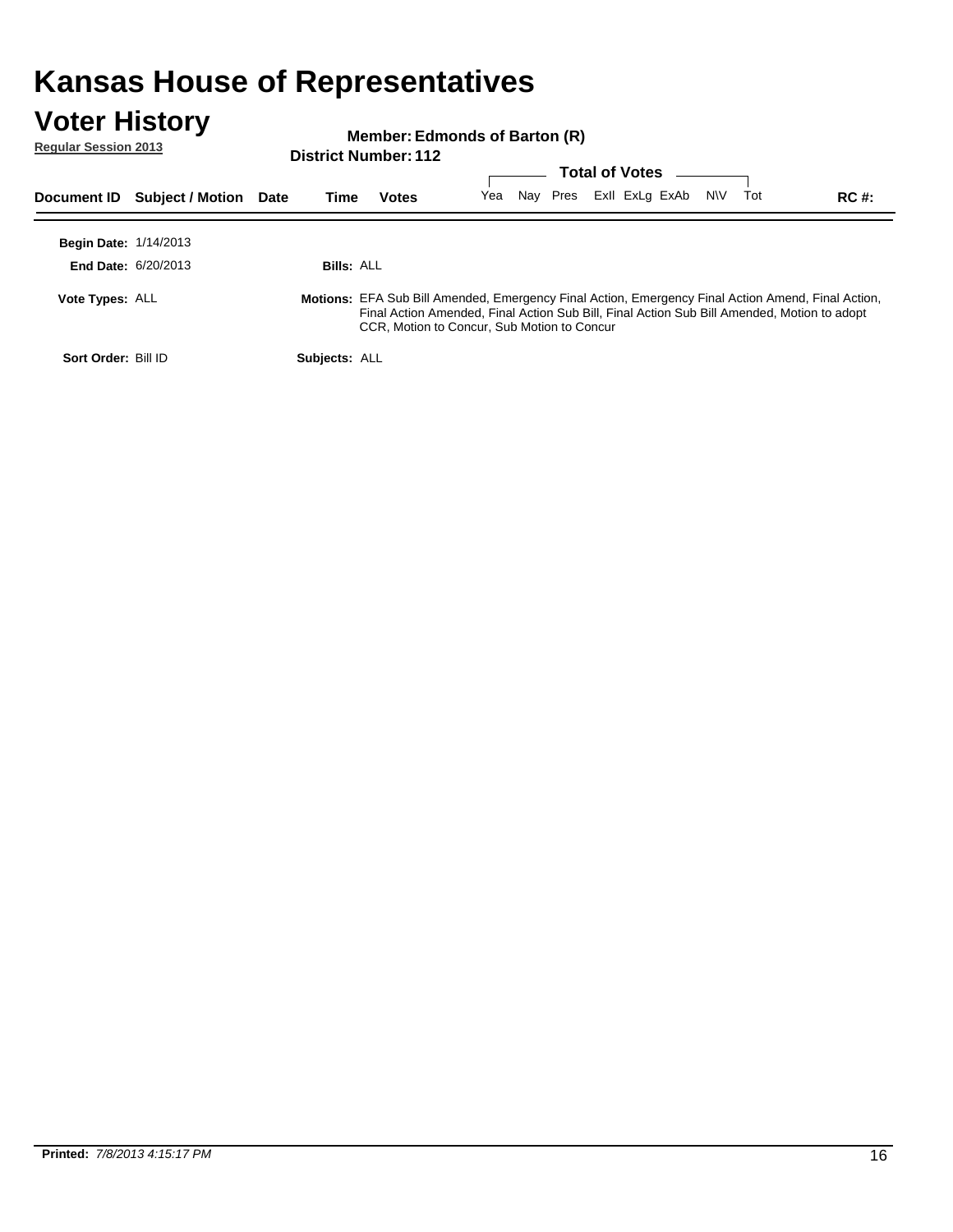# Kansas House of Representatives

## Voter History

**Regular Session 2013**

**Member:** Edmonds of Barton (R)

**District Number:** 112

| Document ID | Subject / Motion | Date | Time | Votes | Yea | Nay | Pres | ExII | ExLg | ExAb | N\V | Tot | RC #: |
|---|---|---|---|---|---|---|---|---|---|---|---|---|---|

**Begin Date:** 1/14/2013

**End Date:** 6/20/2013

**Bills:** ALL

**Vote Types:** ALL

**Motions:** EFA Sub Bill Amended, Emergency Final Action, Emergency Final Action Amend, Final Action, Final Action Amended, Final Action Sub Bill, Final Action Sub Bill Amended, Motion to adopt CCR, Motion to Concur, Sub Motion to Concur

**Sort Order:** Bill ID

**Subjects:** ALL

**Printed:** *7/8/2013 4:15:17 PM*